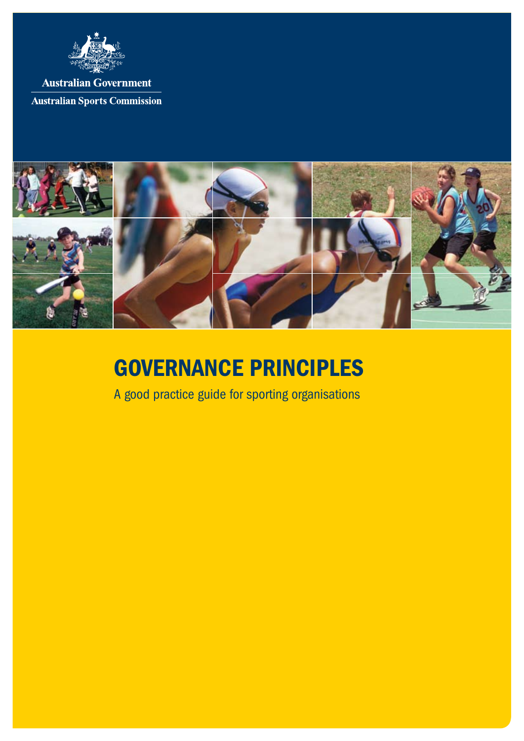Australian Government

Australian Sports Commission

# GOVERNANCE PRINCIPLES

A good practice guide for sporting organisations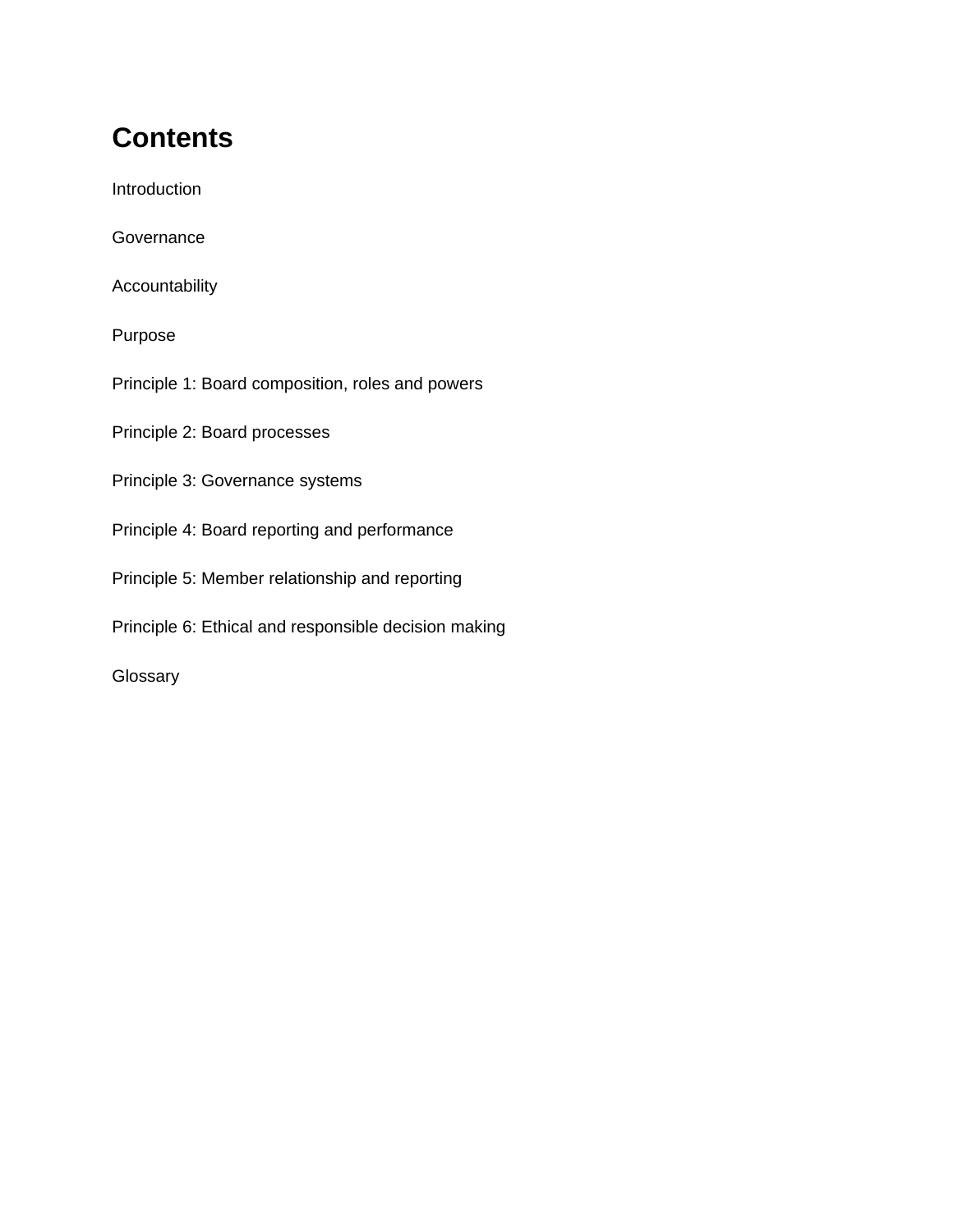# Contents

Introduction

Governance

Accountability

Purpose

Principle 1: Board composition, roles and powers

Principle 2: Board processes

Principle 3: Governance systems

Principle 4: Board reporting and performance

Principle 5: Member relationship and reporting

Principle 6: Ethical and responsible decision making

Glossary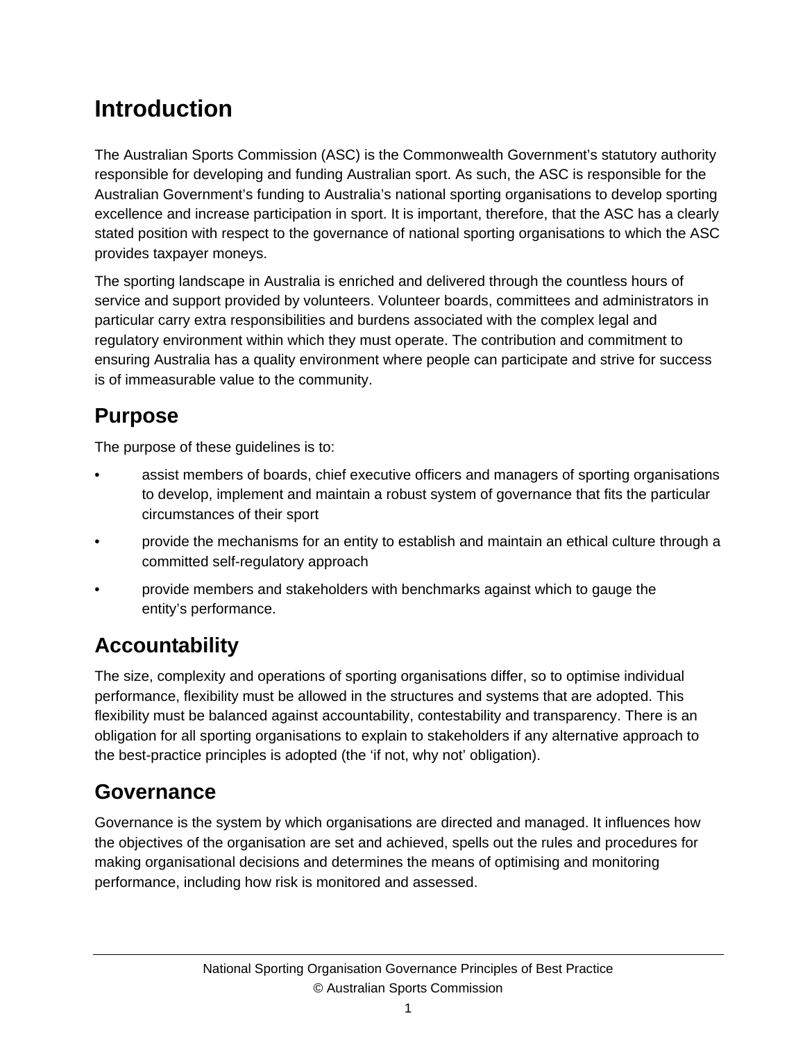# Introduction

The Australian Sports Commission (ASC) is the Commonwealth Government's statutory authority responsible for developing and funding Australian sport. As such, the ASC is responsible for the Australian Government's funding to Australia's national sporting organisations to develop sporting excellence and increase participation in sport. It is important, therefore, that the ASC has a clearly stated position with respect to the governance of national sporting organisations to which the ASC provides taxpayer moneys.

The sporting landscape in Australia is enriched and delivered through the countless hours of service and support provided by volunteers. Volunteer boards, committees and administrators in particular carry extra responsibilities and burdens associated with the complex legal and regulatory environment within which they must operate. The contribution and commitment to ensuring Australia has a quality environment where people can participate and strive for success is of immeasurable value to the community.

## Purpose

The purpose of these guidelines is to:

- assist members of boards, chief executive officers and managers of sporting organisations to develop, implement and maintain a robust system of governance that fits the particular circumstances of their sport
- provide the mechanisms for an entity to establish and maintain an ethical culture through a committed self-regulatory approach
- provide members and stakeholders with benchmarks against which to gauge the entity's performance.

## Accountability

The size, complexity and operations of sporting organisations differ, so to optimise individual performance, flexibility must be allowed in the structures and systems that are adopted. This flexibility must be balanced against accountability, contestability and transparency. There is an obligation for all sporting organisations to explain to stakeholders if any alternative approach to the best-practice principles is adopted (the 'if not, why not' obligation).

## Governance

Governance is the system by which organisations are directed and managed. It influences how the objectives of the organisation are set and achieved, spells out the rules and procedures for making organisational decisions and determines the means of optimising and monitoring performance, including how risk is monitored and assessed.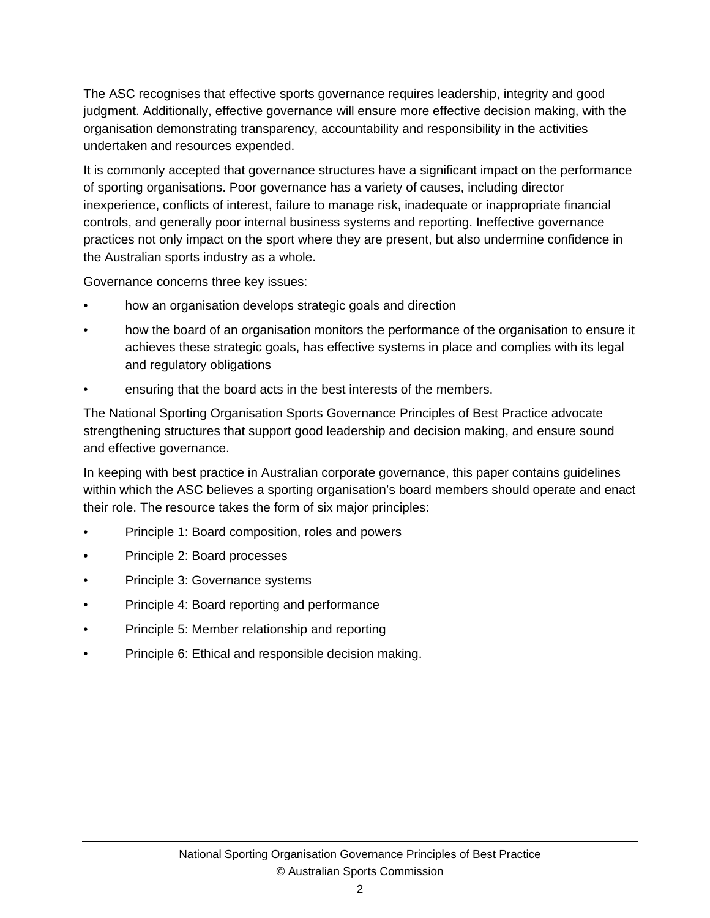The ASC recognises that effective sports governance requires leadership, integrity and good judgment. Additionally, effective governance will ensure more effective decision making, with the organisation demonstrating transparency, accountability and responsibility in the activities undertaken and resources expended.

It is commonly accepted that governance structures have a significant impact on the performance of sporting organisations. Poor governance has a variety of causes, including director inexperience, conflicts of interest, failure to manage risk, inadequate or inappropriate financial controls, and generally poor internal business systems and reporting. Ineffective governance practices not only impact on the sport where they are present, but also undermine confidence in the Australian sports industry as a whole.

Governance concerns three key issues:

- how an organisation develops strategic goals and direction
- how the board of an organisation monitors the performance of the organisation to ensure it achieves these strategic goals, has effective systems in place and complies with its legal and regulatory obligations
- ensuring that the board acts in the best interests of the members.

The National Sporting Organisation Sports Governance Principles of Best Practice advocate strengthening structures that support good leadership and decision making, and ensure sound and effective governance.

In keeping with best practice in Australian corporate governance, this paper contains guidelines within which the ASC believes a sporting organisation's board members should operate and enact their role. The resource takes the form of six major principles:

- Principle 1: Board composition, roles and powers
- Principle 2: Board processes
- Principle 3: Governance systems
- Principle 4: Board reporting and performance
- Principle 5: Member relationship and reporting
- Principle 6: Ethical and responsible decision making.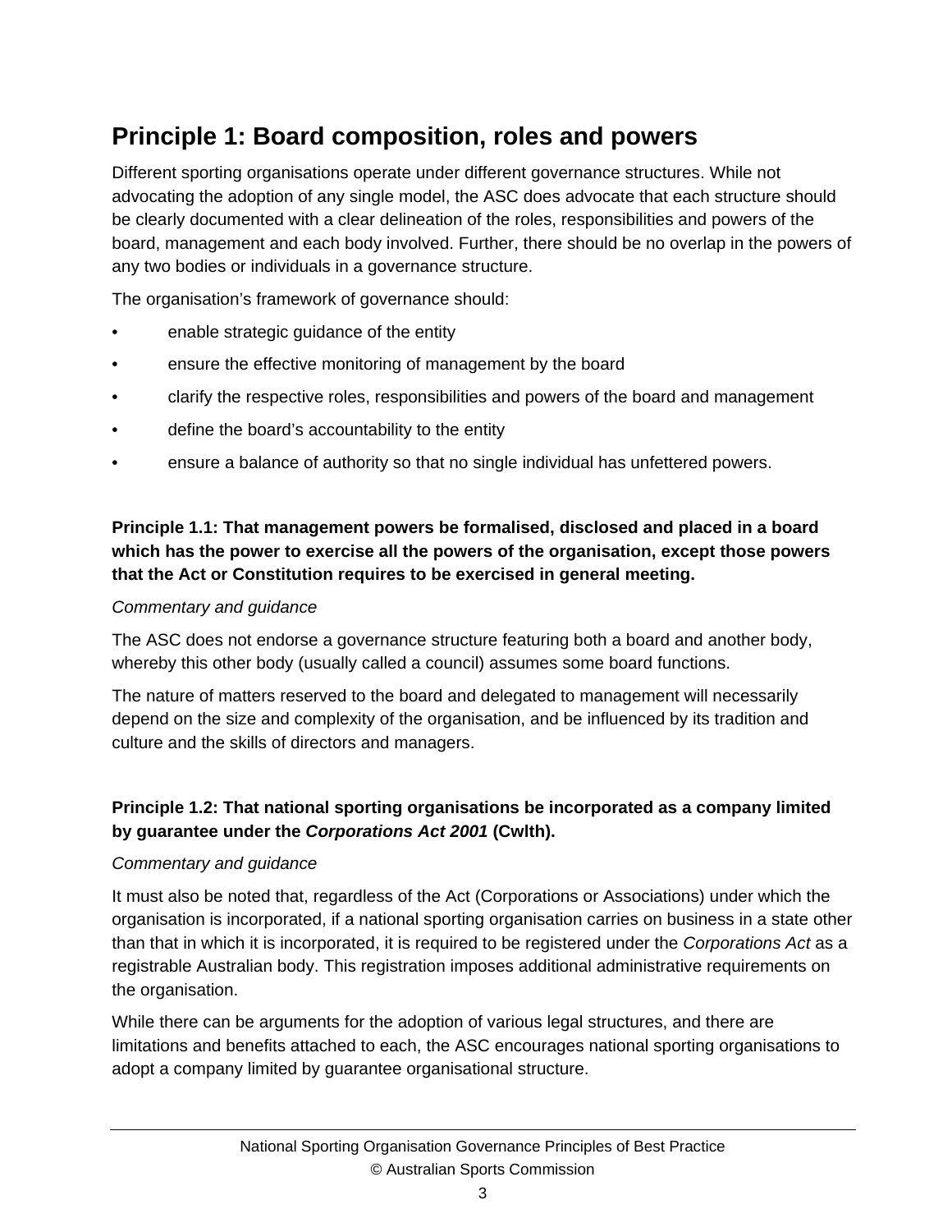## Principle 1: Board composition, roles and powers

Different sporting organisations operate under different governance structures. While not advocating the adoption of any single model, the ASC does advocate that each structure should be clearly documented with a clear delineation of the roles, responsibilities and powers of the board, management and each body involved. Further, there should be no overlap in the powers of any two bodies or individuals in a governance structure.

The organisation's framework of governance should:

- enable strategic guidance of the entity
- ensure the effective monitoring of management by the board
- clarify the respective roles, responsibilities and powers of the board and management
- define the board's accountability to the entity
- ensure a balance of authority so that no single individual has unfettered powers.

**Principle 1.1: That management powers be formalised, disclosed and placed in a board which has the power to exercise all the powers of the organisation, except those powers that the Act or Constitution requires to be exercised in general meeting.**

*Commentary and guidance*

The ASC does not endorse a governance structure featuring both a board and another body, whereby this other body (usually called a council) assumes some board functions.

The nature of matters reserved to the board and delegated to management will necessarily depend on the size and complexity of the organisation, and be influenced by its tradition and culture and the skills of directors and managers.

**Principle 1.2: That national sporting organisations be incorporated as a company limited by guarantee under the *Corporations Act 2001* (Cwlth).**

*Commentary and guidance*

It must also be noted that, regardless of the Act (Corporations or Associations) under which the organisation is incorporated, if a national sporting organisation carries on business in a state other than that in which it is incorporated, it is required to be registered under the *Corporations Act* as a registrable Australian body. This registration imposes additional administrative requirements on the organisation.

While there can be arguments for the adoption of various legal structures, and there are limitations and benefits attached to each, the ASC encourages national sporting organisations to adopt a company limited by guarantee organisational structure.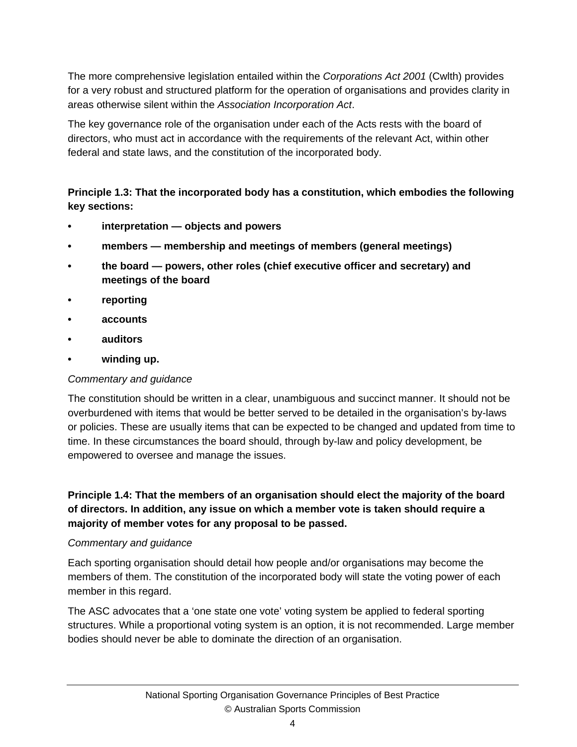The more comprehensive legislation entailed within the *Corporations Act 2001* (Cwlth) provides for a very robust and structured platform for the operation of organisations and provides clarity in areas otherwise silent within the *Association Incorporation Act*.

The key governance role of the organisation under each of the Acts rests with the board of directors, who must act in accordance with the requirements of the relevant Act, within other federal and state laws, and the constitution of the incorporated body.

**Principle 1.3: That the incorporated body has a constitution, which embodies the following key sections:**

- **interpretation — objects and powers**
- **members — membership and meetings of members (general meetings)**
- **the board — powers, other roles (chief executive officer and secretary) and meetings of the board**
- **reporting**
- **accounts**
- **auditors**
- **winding up.**

*Commentary and guidance*

The constitution should be written in a clear, unambiguous and succinct manner. It should not be overburdened with items that would be better served to be detailed in the organisation's by-laws or policies. These are usually items that can be expected to be changed and updated from time to time. In these circumstances the board should, through by-law and policy development, be empowered to oversee and manage the issues.

**Principle 1.4: That the members of an organisation should elect the majority of the board of directors. In addition, any issue on which a member vote is taken should require a majority of member votes for any proposal to be passed.**

*Commentary and guidance*

Each sporting organisation should detail how people and/or organisations may become the members of them. The constitution of the incorporated body will state the voting power of each member in this regard.

The ASC advocates that a 'one state one vote' voting system be applied to federal sporting structures. While a proportional voting system is an option, it is not recommended. Large member bodies should never be able to dominate the direction of an organisation.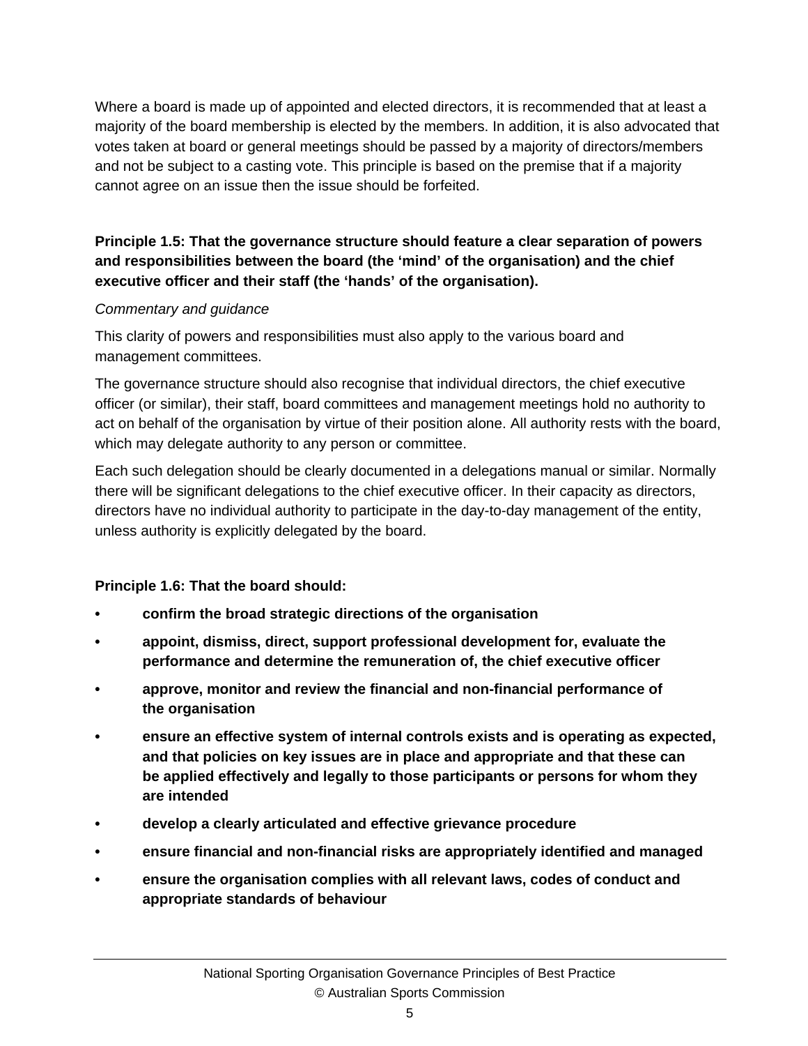Where a board is made up of appointed and elected directors, it is recommended that at least a majority of the board membership is elected by the members. In addition, it is also advocated that votes taken at board or general meetings should be passed by a majority of directors/members and not be subject to a casting vote. This principle is based on the premise that if a majority cannot agree on an issue then the issue should be forfeited.

**Principle 1.5: That the governance structure should feature a clear separation of powers and responsibilities between the board (the 'mind' of the organisation) and the chief executive officer and their staff (the 'hands' of the organisation).**

*Commentary and guidance*

This clarity of powers and responsibilities must also apply to the various board and management committees.

The governance structure should also recognise that individual directors, the chief executive officer (or similar), their staff, board committees and management meetings hold no authority to act on behalf of the organisation by virtue of their position alone. All authority rests with the board, which may delegate authority to any person or committee.

Each such delegation should be clearly documented in a delegations manual or similar. Normally there will be significant delegations to the chief executive officer. In their capacity as directors, directors have no individual authority to participate in the day-to-day management of the entity, unless authority is explicitly delegated by the board.

**Principle 1.6: That the board should:**

- **confirm the broad strategic directions of the organisation**
- **appoint, dismiss, direct, support professional development for, evaluate the performance and determine the remuneration of, the chief executive officer**
- **approve, monitor and review the financial and non-financial performance of the organisation**
- **ensure an effective system of internal controls exists and is operating as expected, and that policies on key issues are in place and appropriate and that these can be applied effectively and legally to those participants or persons for whom they are intended**
- **develop a clearly articulated and effective grievance procedure**
- **ensure financial and non-financial risks are appropriately identified and managed**
- **ensure the organisation complies with all relevant laws, codes of conduct and appropriate standards of behaviour**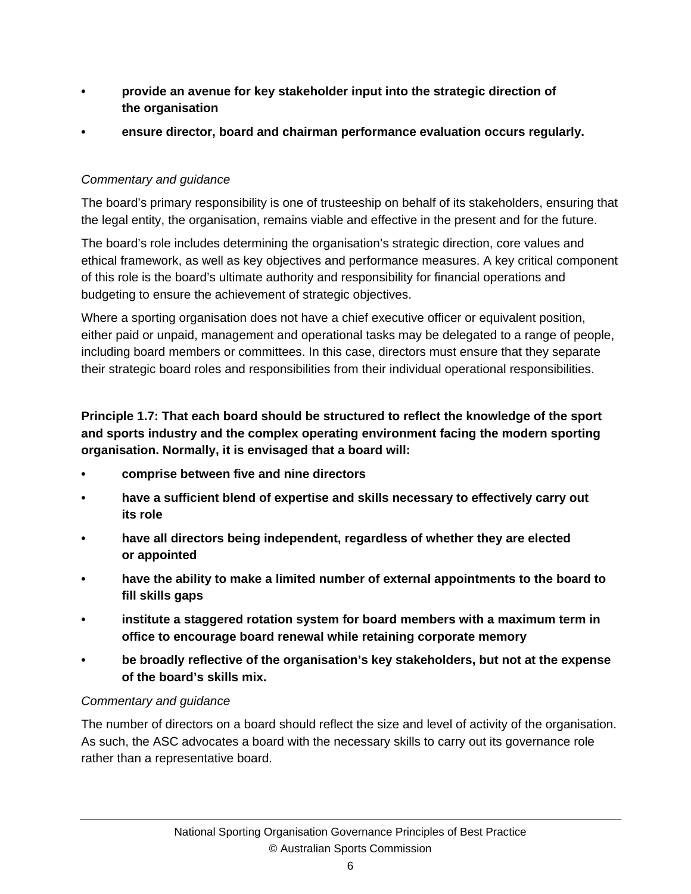- **provide an avenue for key stakeholder input into the strategic direction of the organisation**
- **ensure director, board and chairman performance evaluation occurs regularly.**

*Commentary and guidance*

The board's primary responsibility is one of trusteeship on behalf of its stakeholders, ensuring that the legal entity, the organisation, remains viable and effective in the present and for the future.

The board's role includes determining the organisation's strategic direction, core values and ethical framework, as well as key objectives and performance measures. A key critical component of this role is the board's ultimate authority and responsibility for financial operations and budgeting to ensure the achievement of strategic objectives.

Where a sporting organisation does not have a chief executive officer or equivalent position, either paid or unpaid, management and operational tasks may be delegated to a range of people, including board members or committees. In this case, directors must ensure that they separate their strategic board roles and responsibilities from their individual operational responsibilities.

**Principle 1.7: That each board should be structured to reflect the knowledge of the sport and sports industry and the complex operating environment facing the modern sporting organisation. Normally, it is envisaged that a board will:**

- **comprise between five and nine directors**
- **have a sufficient blend of expertise and skills necessary to effectively carry out its role**
- **have all directors being independent, regardless of whether they are elected or appointed**
- **have the ability to make a limited number of external appointments to the board to fill skills gaps**
- **institute a staggered rotation system for board members with a maximum term in office to encourage board renewal while retaining corporate memory**
- **be broadly reflective of the organisation's key stakeholders, but not at the expense of the board's skills mix.**

*Commentary and guidance*

The number of directors on a board should reflect the size and level of activity of the organisation. As such, the ASC advocates a board with the necessary skills to carry out its governance role rather than a representative board.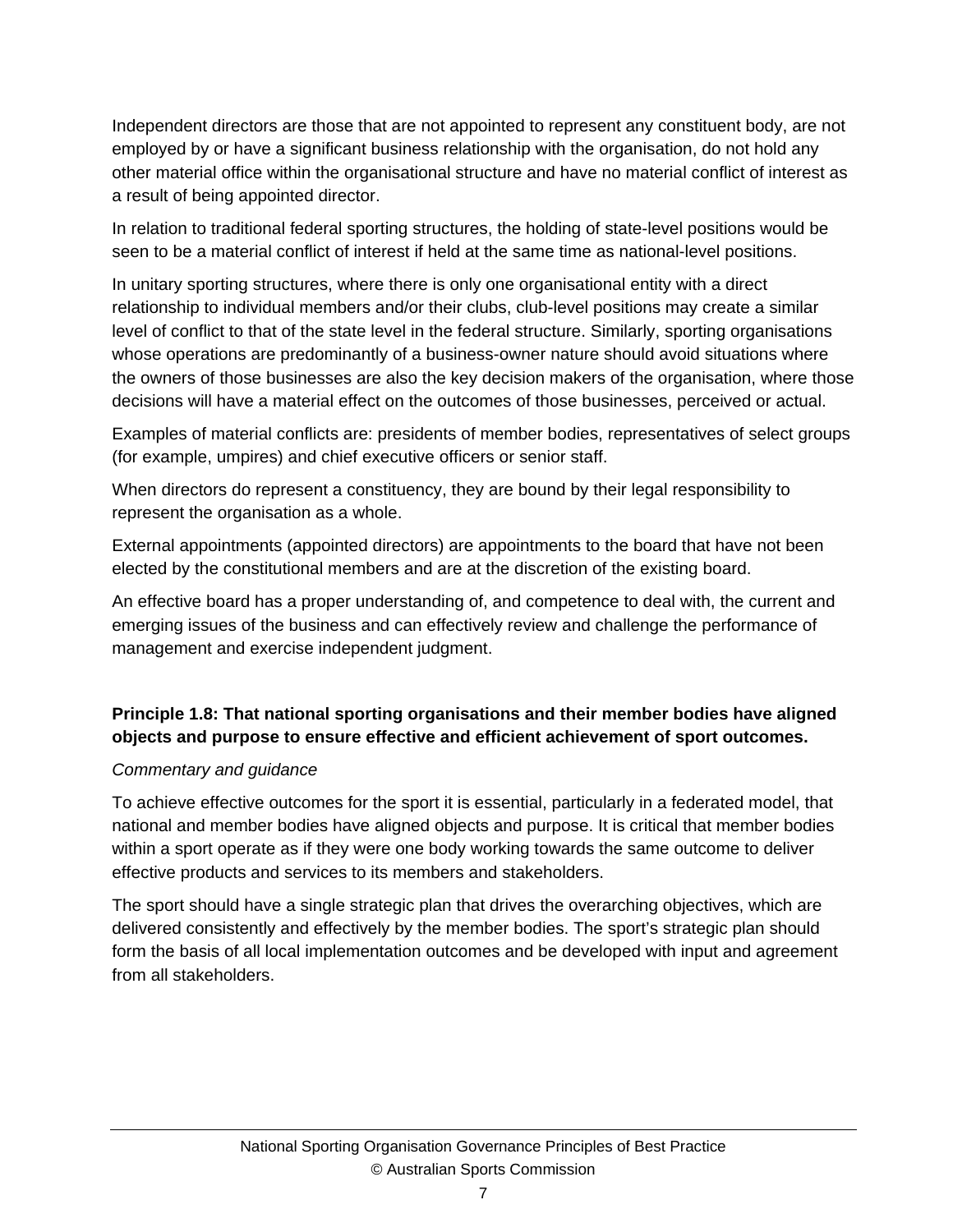Independent directors are those that are not appointed to represent any constituent body, are not employed by or have a significant business relationship with the organisation, do not hold any other material office within the organisational structure and have no material conflict of interest as a result of being appointed director.

In relation to traditional federal sporting structures, the holding of state-level positions would be seen to be a material conflict of interest if held at the same time as national-level positions.

In unitary sporting structures, where there is only one organisational entity with a direct relationship to individual members and/or their clubs, club-level positions may create a similar level of conflict to that of the state level in the federal structure. Similarly, sporting organisations whose operations are predominantly of a business-owner nature should avoid situations where the owners of those businesses are also the key decision makers of the organisation, where those decisions will have a material effect on the outcomes of those businesses, perceived or actual.

Examples of material conflicts are: presidents of member bodies, representatives of select groups (for example, umpires) and chief executive officers or senior staff.

When directors do represent a constituency, they are bound by their legal responsibility to represent the organisation as a whole.

External appointments (appointed directors) are appointments to the board that have not been elected by the constitutional members and are at the discretion of the existing board.

An effective board has a proper understanding of, and competence to deal with, the current and emerging issues of the business and can effectively review and challenge the performance of management and exercise independent judgment.

**Principle 1.8: That national sporting organisations and their member bodies have aligned objects and purpose to ensure effective and efficient achievement of sport outcomes.**

*Commentary and guidance*

To achieve effective outcomes for the sport it is essential, particularly in a federated model, that national and member bodies have aligned objects and purpose. It is critical that member bodies within a sport operate as if they were one body working towards the same outcome to deliver effective products and services to its members and stakeholders.

The sport should have a single strategic plan that drives the overarching objectives, which are delivered consistently and effectively by the member bodies. The sport's strategic plan should form the basis of all local implementation outcomes and be developed with input and agreement from all stakeholders.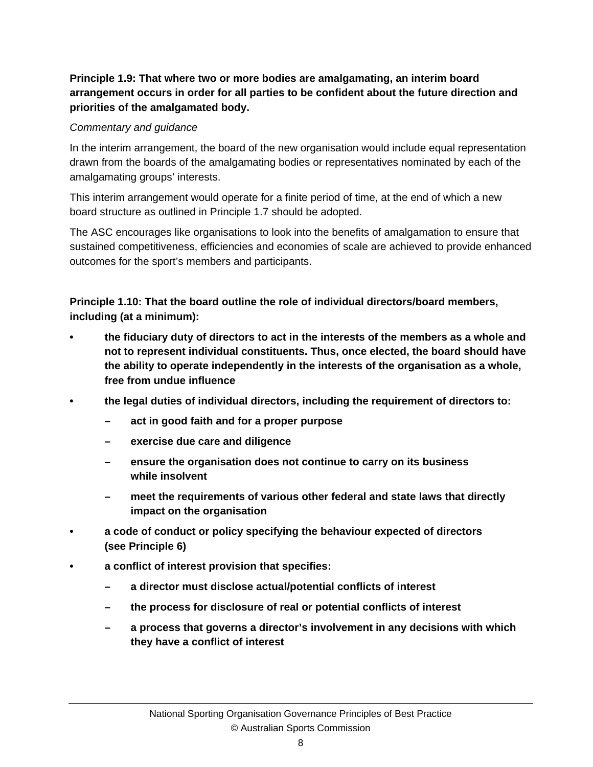**Principle 1.9: That where two or more bodies are amalgamating, an interim board arrangement occurs in order for all parties to be confident about the future direction and priorities of the amalgamated body.**

*Commentary and guidance*

In the interim arrangement, the board of the new organisation would include equal representation drawn from the boards of the amalgamating bodies or representatives nominated by each of the amalgamating groups' interests.

This interim arrangement would operate for a finite period of time, at the end of which a new board structure as outlined in Principle 1.7 should be adopted.

The ASC encourages like organisations to look into the benefits of amalgamation to ensure that sustained competitiveness, efficiencies and economies of scale are achieved to provide enhanced outcomes for the sport's members and participants.

**Principle 1.10: That the board outline the role of individual directors/board members, including (at a minimum):**

- **the fiduciary duty of directors to act in the interests of the members as a whole and not to represent individual constituents. Thus, once elected, the board should have the ability to operate independently in the interests of the organisation as a whole, free from undue influence**
- **the legal duties of individual directors, including the requirement of directors to:**
  - **act in good faith and for a proper purpose**
  - **exercise due care and diligence**
  - **ensure the organisation does not continue to carry on its business while insolvent**
  - **meet the requirements of various other federal and state laws that directly impact on the organisation**
- **a code of conduct or policy specifying the behaviour expected of directors (see Principle 6)**
- **a conflict of interest provision that specifies:**
  - **a director must disclose actual/potential conflicts of interest**
  - **the process for disclosure of real or potential conflicts of interest**
  - **a process that governs a director's involvement in any decisions with which they have a conflict of interest**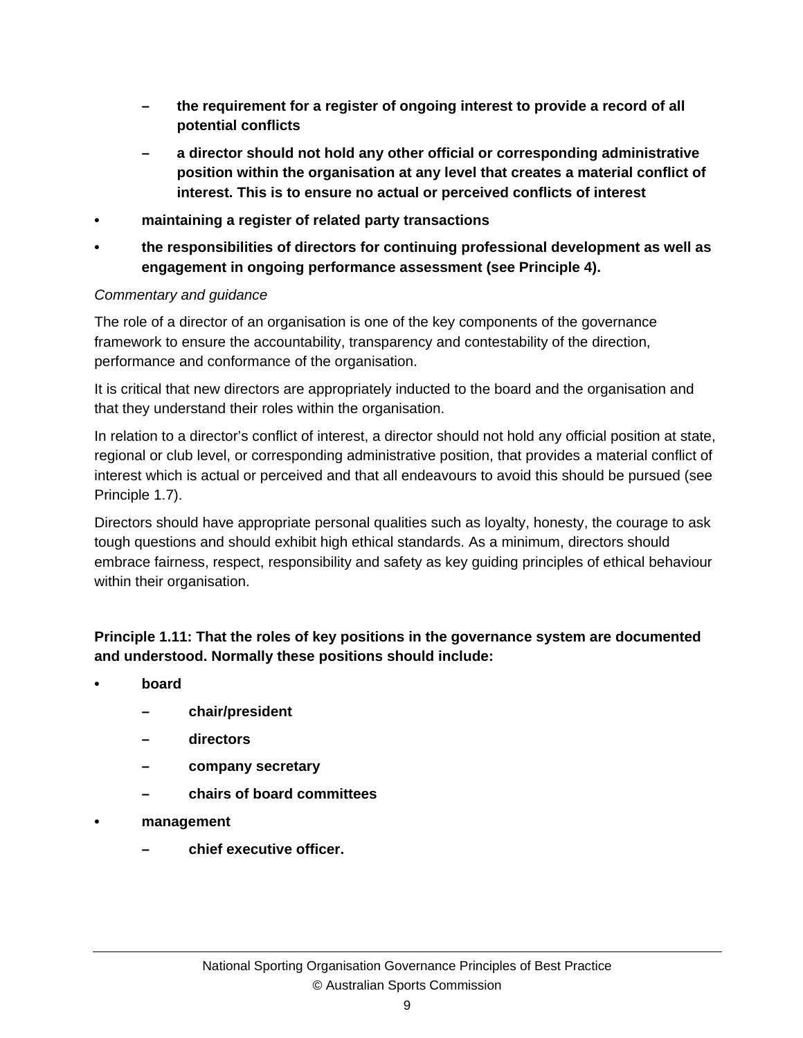- **the requirement for a register of ongoing interest to provide a record of all potential conflicts**
  - **a director should not hold any other official or corresponding administrative position within the organisation at any level that creates a material conflict of interest. This is to ensure no actual or perceived conflicts of interest**
- **maintaining a register of related party transactions**
- **the responsibilities of directors for continuing professional development as well as engagement in ongoing performance assessment (see Principle 4).**

*Commentary and guidance*

The role of a director of an organisation is one of the key components of the governance framework to ensure the accountability, transparency and contestability of the direction, performance and conformance of the organisation.

It is critical that new directors are appropriately inducted to the board and the organisation and that they understand their roles within the organisation.

In relation to a director's conflict of interest, a director should not hold any official position at state, regional or club level, or corresponding administrative position, that provides a material conflict of interest which is actual or perceived and that all endeavours to avoid this should be pursued (see Principle 1.7).

Directors should have appropriate personal qualities such as loyalty, honesty, the courage to ask tough questions and should exhibit high ethical standards. As a minimum, directors should embrace fairness, respect, responsibility and safety as key guiding principles of ethical behaviour within their organisation.

**Principle 1.11: That the roles of key positions in the governance system are documented and understood. Normally these positions should include:**

- **board**
  - **chair/president**
  - **directors**
  - **company secretary**
  - **chairs of board committees**
- **management**
  - **chief executive officer.**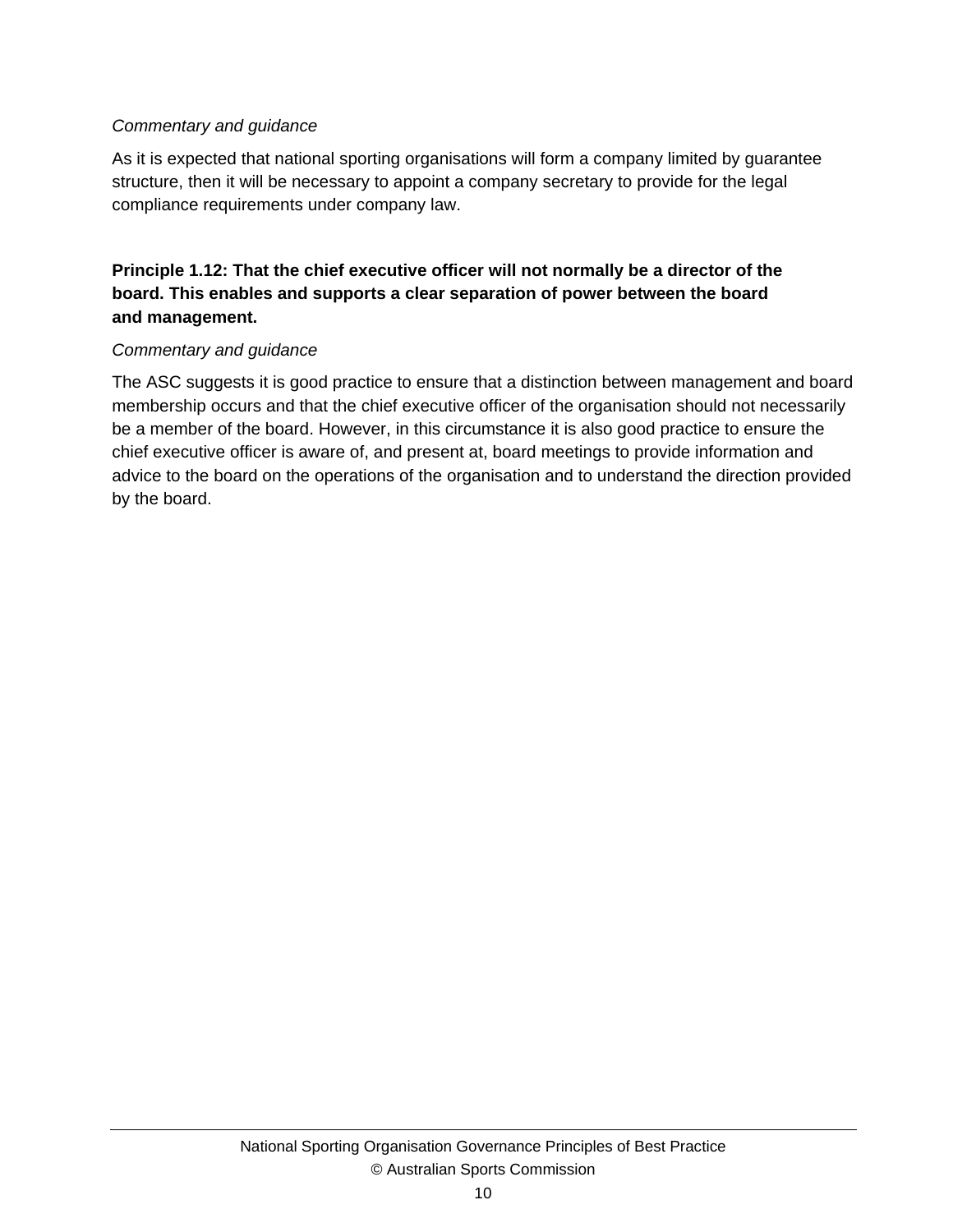*Commentary and guidance*

As it is expected that national sporting organisations will form a company limited by guarantee structure, then it will be necessary to appoint a company secretary to provide for the legal compliance requirements under company law.

**Principle 1.12: That the chief executive officer will not normally be a director of the board. This enables and supports a clear separation of power between the board and management.**

*Commentary and guidance*

The ASC suggests it is good practice to ensure that a distinction between management and board membership occurs and that the chief executive officer of the organisation should not necessarily be a member of the board. However, in this circumstance it is also good practice to ensure the chief executive officer is aware of, and present at, board meetings to provide information and advice to the board on the operations of the organisation and to understand the direction provided by the board.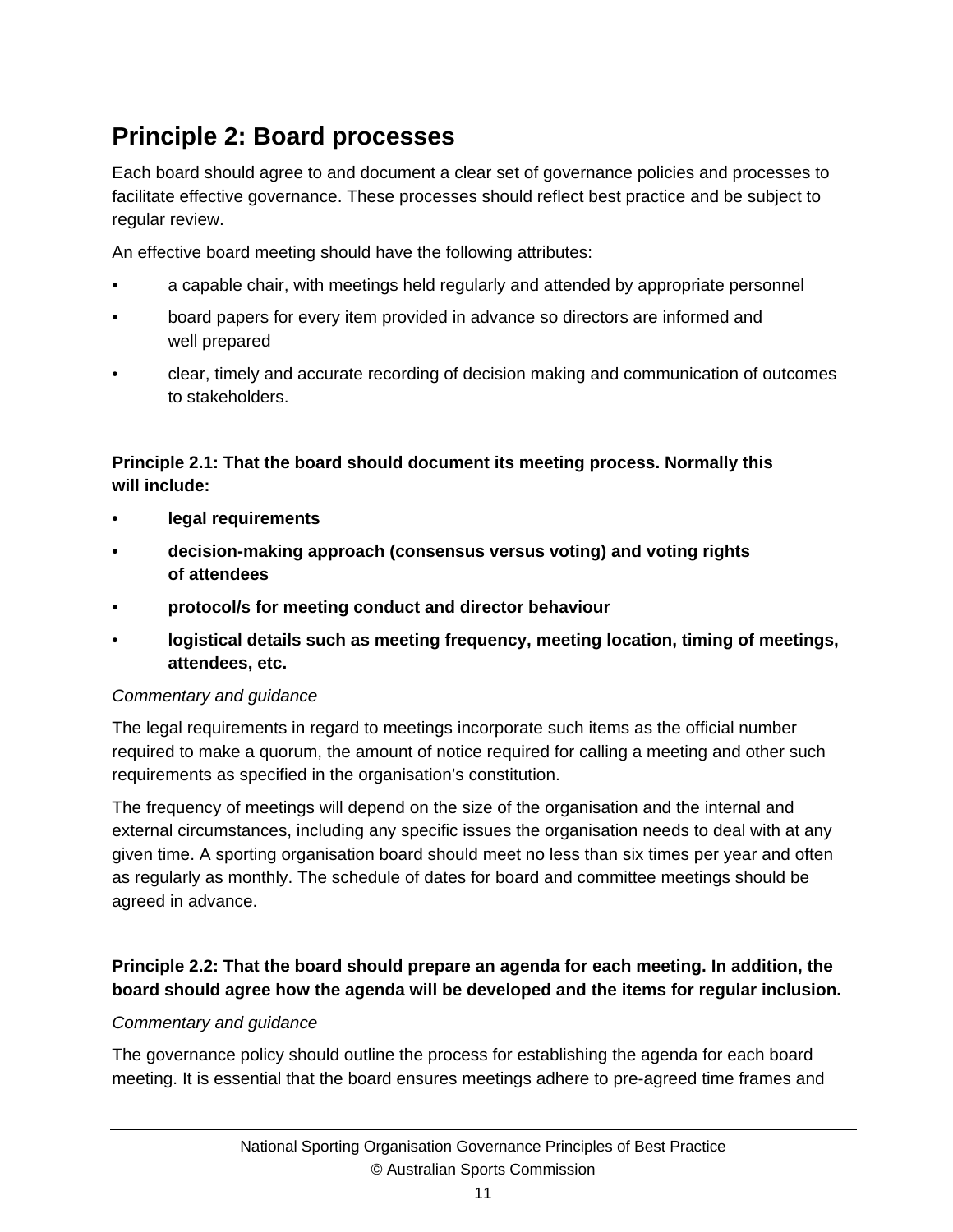## Principle 2: Board processes

Each board should agree to and document a clear set of governance policies and processes to facilitate effective governance. These processes should reflect best practice and be subject to regular review.

An effective board meeting should have the following attributes:

- a capable chair, with meetings held regularly and attended by appropriate personnel
- board papers for every item provided in advance so directors are informed and well prepared
- clear, timely and accurate recording of decision making and communication of outcomes to stakeholders.

**Principle 2.1: That the board should document its meeting process. Normally this will include:**

- **legal requirements**
- **decision-making approach (consensus versus voting) and voting rights of attendees**
- **protocol/s for meeting conduct and director behaviour**
- **logistical details such as meeting frequency, meeting location, timing of meetings, attendees, etc.**

*Commentary and guidance*

The legal requirements in regard to meetings incorporate such items as the official number required to make a quorum, the amount of notice required for calling a meeting and other such requirements as specified in the organisation's constitution.

The frequency of meetings will depend on the size of the organisation and the internal and external circumstances, including any specific issues the organisation needs to deal with at any given time. A sporting organisation board should meet no less than six times per year and often as regularly as monthly. The schedule of dates for board and committee meetings should be agreed in advance.

**Principle 2.2: That the board should prepare an agenda for each meeting. In addition, the board should agree how the agenda will be developed and the items for regular inclusion.**

*Commentary and guidance*

The governance policy should outline the process for establishing the agenda for each board meeting. It is essential that the board ensures meetings adhere to pre-agreed time frames and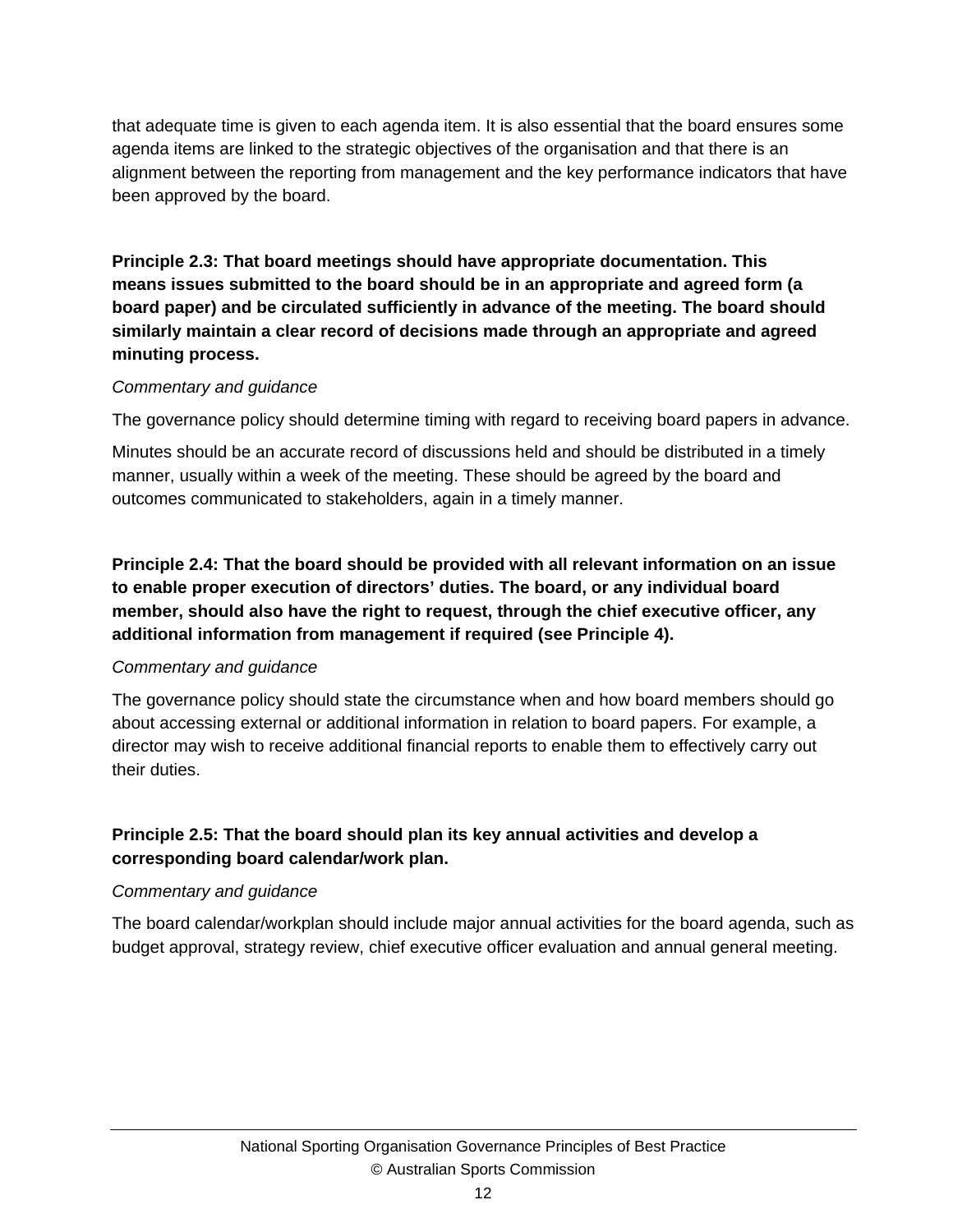that adequate time is given to each agenda item. It is also essential that the board ensures some agenda items are linked to the strategic objectives of the organisation and that there is an alignment between the reporting from management and the key performance indicators that have been approved by the board.

**Principle 2.3: That board meetings should have appropriate documentation. This means issues submitted to the board should be in an appropriate and agreed form (a board paper) and be circulated sufficiently in advance of the meeting. The board should similarly maintain a clear record of decisions made through an appropriate and agreed minuting process.**

*Commentary and guidance*

The governance policy should determine timing with regard to receiving board papers in advance.

Minutes should be an accurate record of discussions held and should be distributed in a timely manner, usually within a week of the meeting. These should be agreed by the board and outcomes communicated to stakeholders, again in a timely manner.

**Principle 2.4: That the board should be provided with all relevant information on an issue to enable proper execution of directors' duties. The board, or any individual board member, should also have the right to request, through the chief executive officer, any additional information from management if required (see Principle 4).**

*Commentary and guidance*

The governance policy should state the circumstance when and how board members should go about accessing external or additional information in relation to board papers. For example, a director may wish to receive additional financial reports to enable them to effectively carry out their duties.

**Principle 2.5: That the board should plan its key annual activities and develop a corresponding board calendar/work plan.**

*Commentary and guidance*

The board calendar/workplan should include major annual activities for the board agenda, such as budget approval, strategy review, chief executive officer evaluation and annual general meeting.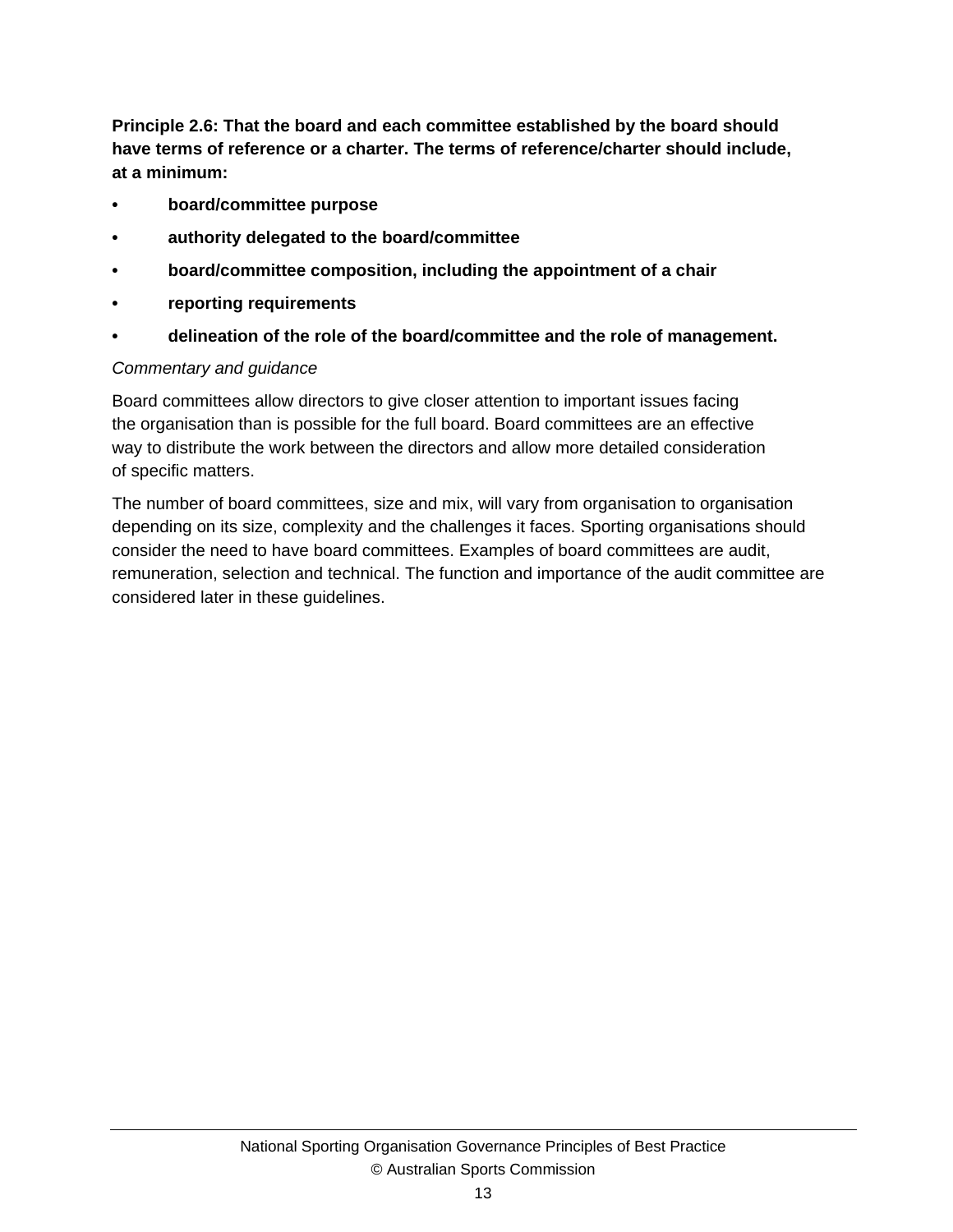**Principle 2.6: That the board and each committee established by the board should have terms of reference or a charter. The terms of reference/charter should include, at a minimum:**

- **board/committee purpose**
- **authority delegated to the board/committee**
- **board/committee composition, including the appointment of a chair**
- **reporting requirements**
- **delineation of the role of the board/committee and the role of management.**

*Commentary and guidance*

Board committees allow directors to give closer attention to important issues facing the organisation than is possible for the full board. Board committees are an effective way to distribute the work between the directors and allow more detailed consideration of specific matters.

The number of board committees, size and mix, will vary from organisation to organisation depending on its size, complexity and the challenges it faces. Sporting organisations should consider the need to have board committees. Examples of board committees are audit, remuneration, selection and technical. The function and importance of the audit committee are considered later in these guidelines.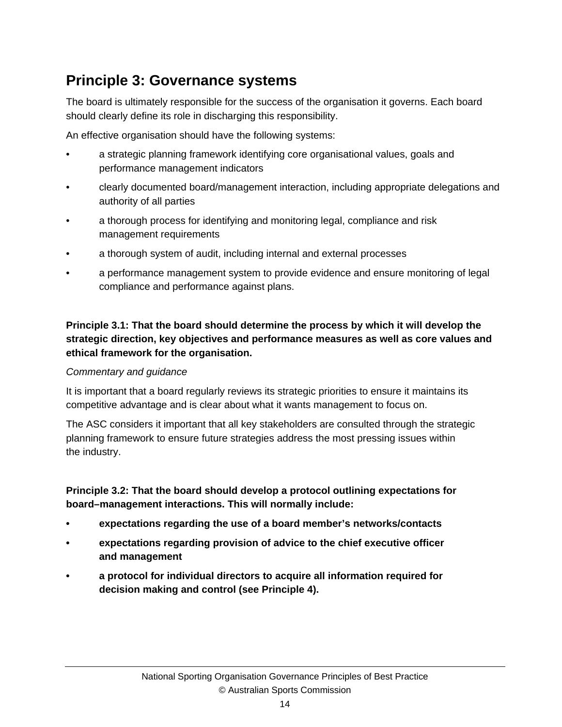## Principle 3: Governance systems

The board is ultimately responsible for the success of the organisation it governs. Each board should clearly define its role in discharging this responsibility.

An effective organisation should have the following systems:

- a strategic planning framework identifying core organisational values, goals and performance management indicators
- clearly documented board/management interaction, including appropriate delegations and authority of all parties
- a thorough process for identifying and monitoring legal, compliance and risk management requirements
- a thorough system of audit, including internal and external processes
- a performance management system to provide evidence and ensure monitoring of legal compliance and performance against plans.

**Principle 3.1: That the board should determine the process by which it will develop the strategic direction, key objectives and performance measures as well as core values and ethical framework for the organisation.**

*Commentary and guidance*

It is important that a board regularly reviews its strategic priorities to ensure it maintains its competitive advantage and is clear about what it wants management to focus on.

The ASC considers it important that all key stakeholders are consulted through the strategic planning framework to ensure future strategies address the most pressing issues within the industry.

**Principle 3.2: That the board should develop a protocol outlining expectations for board–management interactions. This will normally include:**

- **expectations regarding the use of a board member's networks/contacts**
- **expectations regarding provision of advice to the chief executive officer and management**
- **a protocol for individual directors to acquire all information required for decision making and control (see Principle 4).**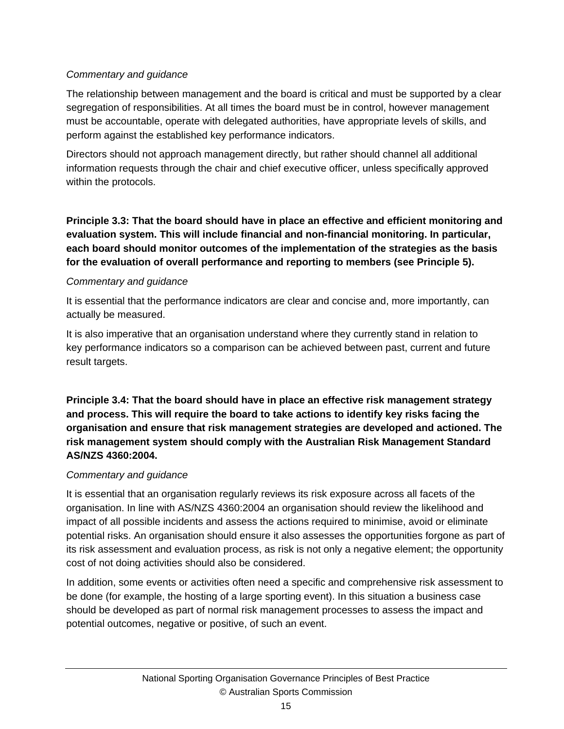*Commentary and guidance*

The relationship between management and the board is critical and must be supported by a clear segregation of responsibilities. At all times the board must be in control, however management must be accountable, operate with delegated authorities, have appropriate levels of skills, and perform against the established key performance indicators.

Directors should not approach management directly, but rather should channel all additional information requests through the chair and chief executive officer, unless specifically approved within the protocols.

**Principle 3.3: That the board should have in place an effective and efficient monitoring and evaluation system. This will include financial and non-financial monitoring. In particular, each board should monitor outcomes of the implementation of the strategies as the basis for the evaluation of overall performance and reporting to members (see Principle 5).**

*Commentary and guidance*

It is essential that the performance indicators are clear and concise and, more importantly, can actually be measured.

It is also imperative that an organisation understand where they currently stand in relation to key performance indicators so a comparison can be achieved between past, current and future result targets.

**Principle 3.4: That the board should have in place an effective risk management strategy and process. This will require the board to take actions to identify key risks facing the organisation and ensure that risk management strategies are developed and actioned. The risk management system should comply with the Australian Risk Management Standard AS/NZS 4360:2004.**

*Commentary and guidance*

It is essential that an organisation regularly reviews its risk exposure across all facets of the organisation. In line with AS/NZS 4360:2004 an organisation should review the likelihood and impact of all possible incidents and assess the actions required to minimise, avoid or eliminate potential risks. An organisation should ensure it also assesses the opportunities forgone as part of its risk assessment and evaluation process, as risk is not only a negative element; the opportunity cost of not doing activities should also be considered.

In addition, some events or activities often need a specific and comprehensive risk assessment to be done (for example, the hosting of a large sporting event). In this situation a business case should be developed as part of normal risk management processes to assess the impact and potential outcomes, negative or positive, of such an event.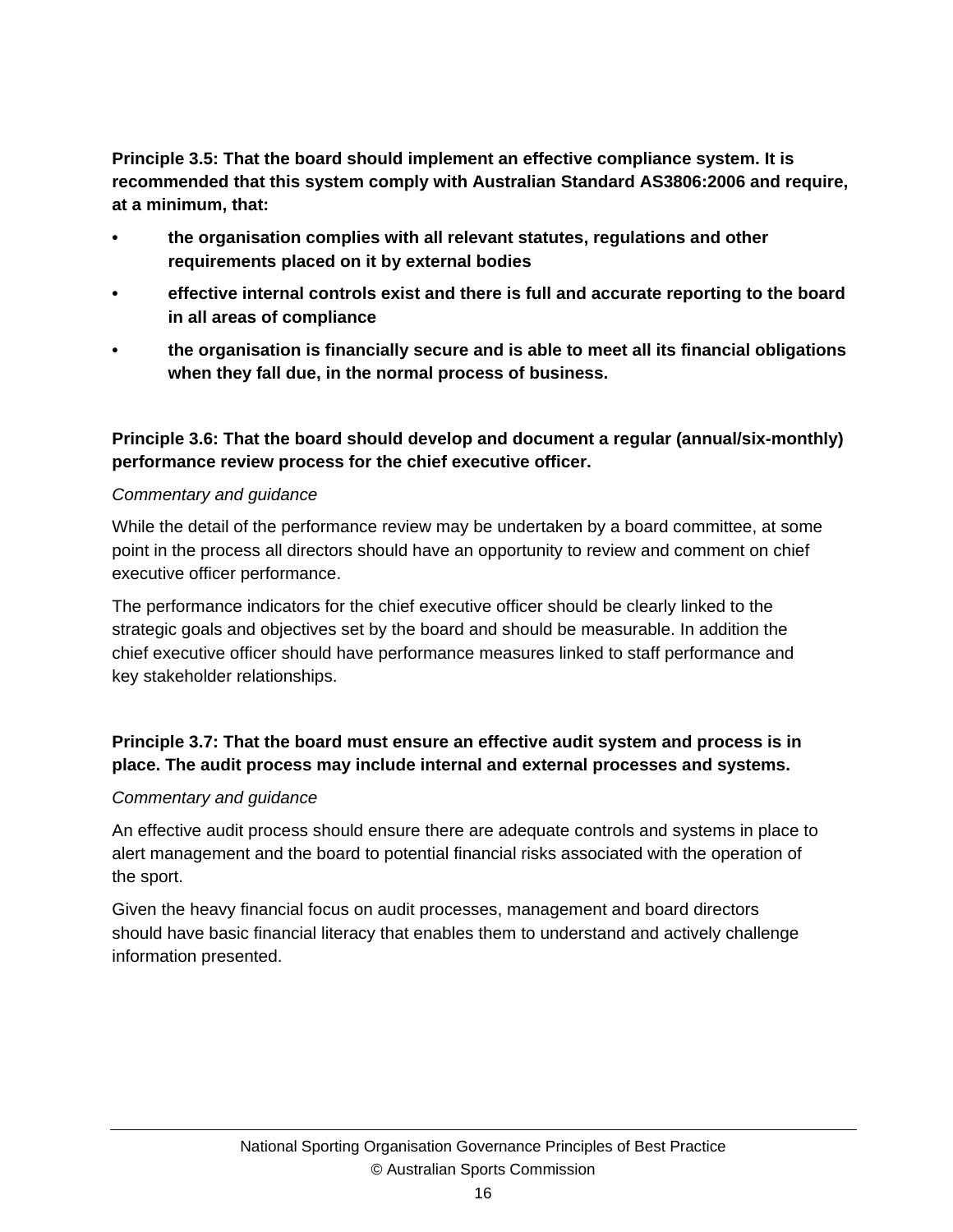**Principle 3.5: That the board should implement an effective compliance system. It is recommended that this system comply with Australian Standard AS3806:2006 and require, at a minimum, that:**

- **the organisation complies with all relevant statutes, regulations and other requirements placed on it by external bodies**
- **effective internal controls exist and there is full and accurate reporting to the board in all areas of compliance**
- **the organisation is financially secure and is able to meet all its financial obligations when they fall due, in the normal process of business.**

**Principle 3.6: That the board should develop and document a regular (annual/six-monthly) performance review process for the chief executive officer.**

*Commentary and guidance*

While the detail of the performance review may be undertaken by a board committee, at some point in the process all directors should have an opportunity to review and comment on chief executive officer performance.

The performance indicators for the chief executive officer should be clearly linked to the strategic goals and objectives set by the board and should be measurable. In addition the chief executive officer should have performance measures linked to staff performance and key stakeholder relationships.

**Principle 3.7: That the board must ensure an effective audit system and process is in place. The audit process may include internal and external processes and systems.**

*Commentary and guidance*

An effective audit process should ensure there are adequate controls and systems in place to alert management and the board to potential financial risks associated with the operation of the sport.

Given the heavy financial focus on audit processes, management and board directors should have basic financial literacy that enables them to understand and actively challenge information presented.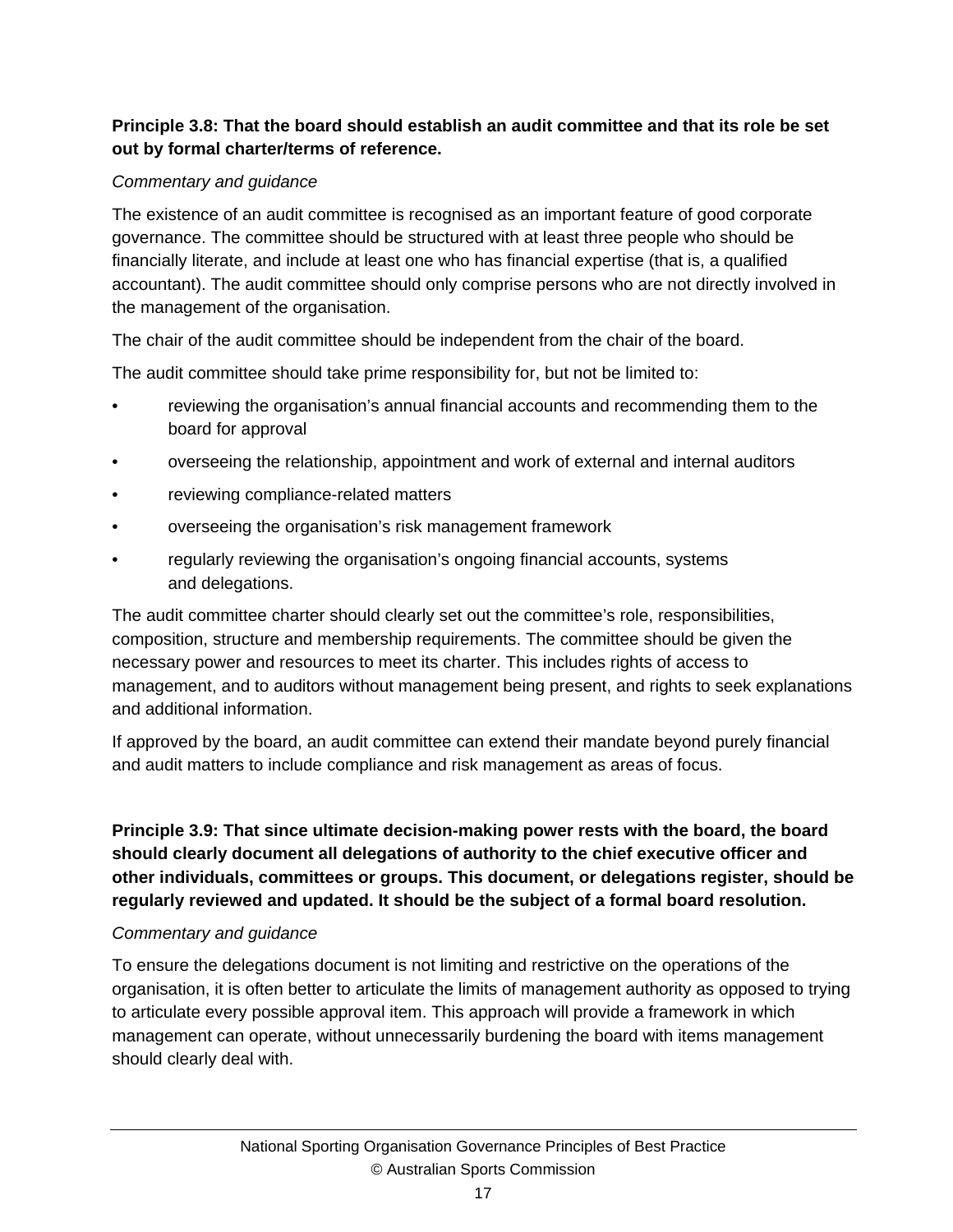**Principle 3.8: That the board should establish an audit committee and that its role be set out by formal charter/terms of reference.**

*Commentary and guidance*

The existence of an audit committee is recognised as an important feature of good corporate governance. The committee should be structured with at least three people who should be financially literate, and include at least one who has financial expertise (that is, a qualified accountant). The audit committee should only comprise persons who are not directly involved in the management of the organisation.

The chair of the audit committee should be independent from the chair of the board.

The audit committee should take prime responsibility for, but not be limited to:

- reviewing the organisation's annual financial accounts and recommending them to the board for approval
- overseeing the relationship, appointment and work of external and internal auditors
- reviewing compliance-related matters
- overseeing the organisation's risk management framework
- regularly reviewing the organisation's ongoing financial accounts, systems and delegations.

The audit committee charter should clearly set out the committee's role, responsibilities, composition, structure and membership requirements. The committee should be given the necessary power and resources to meet its charter. This includes rights of access to management, and to auditors without management being present, and rights to seek explanations and additional information.

If approved by the board, an audit committee can extend their mandate beyond purely financial and audit matters to include compliance and risk management as areas of focus.

**Principle 3.9: That since ultimate decision-making power rests with the board, the board should clearly document all delegations of authority to the chief executive officer and other individuals, committees or groups. This document, or delegations register, should be regularly reviewed and updated. It should be the subject of a formal board resolution.**

*Commentary and guidance*

To ensure the delegations document is not limiting and restrictive on the operations of the organisation, it is often better to articulate the limits of management authority as opposed to trying to articulate every possible approval item. This approach will provide a framework in which management can operate, without unnecessarily burdening the board with items management should clearly deal with.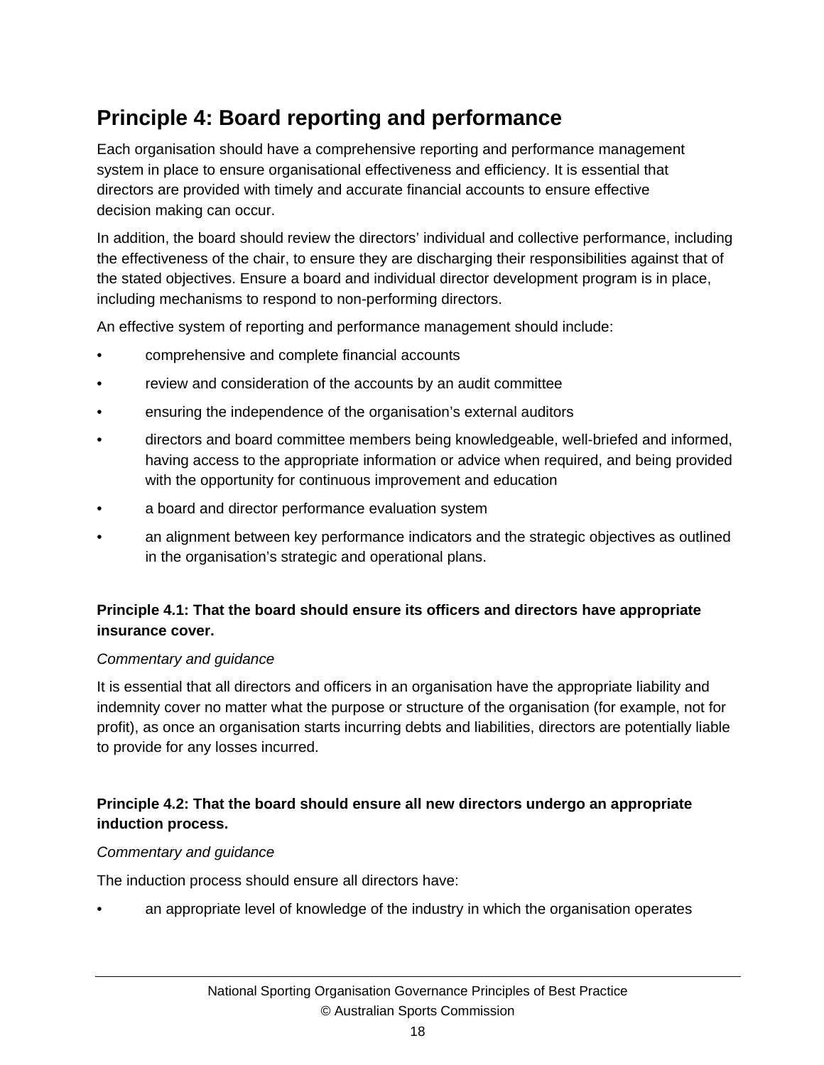## Principle 4: Board reporting and performance

Each organisation should have a comprehensive reporting and performance management system in place to ensure organisational effectiveness and efficiency. It is essential that directors are provided with timely and accurate financial accounts to ensure effective decision making can occur.

In addition, the board should review the directors' individual and collective performance, including the effectiveness of the chair, to ensure they are discharging their responsibilities against that of the stated objectives. Ensure a board and individual director development program is in place, including mechanisms to respond to non-performing directors.

An effective system of reporting and performance management should include:

- comprehensive and complete financial accounts
- review and consideration of the accounts by an audit committee
- ensuring the independence of the organisation's external auditors
- directors and board committee members being knowledgeable, well-briefed and informed, having access to the appropriate information or advice when required, and being provided with the opportunity for continuous improvement and education
- a board and director performance evaluation system
- an alignment between key performance indicators and the strategic objectives as outlined in the organisation's strategic and operational plans.

**Principle 4.1: That the board should ensure its officers and directors have appropriate insurance cover.**

*Commentary and guidance*

It is essential that all directors and officers in an organisation have the appropriate liability and indemnity cover no matter what the purpose or structure of the organisation (for example, not for profit), as once an organisation starts incurring debts and liabilities, directors are potentially liable to provide for any losses incurred.

**Principle 4.2: That the board should ensure all new directors undergo an appropriate induction process.**

*Commentary and guidance*

The induction process should ensure all directors have:

- an appropriate level of knowledge of the industry in which the organisation operates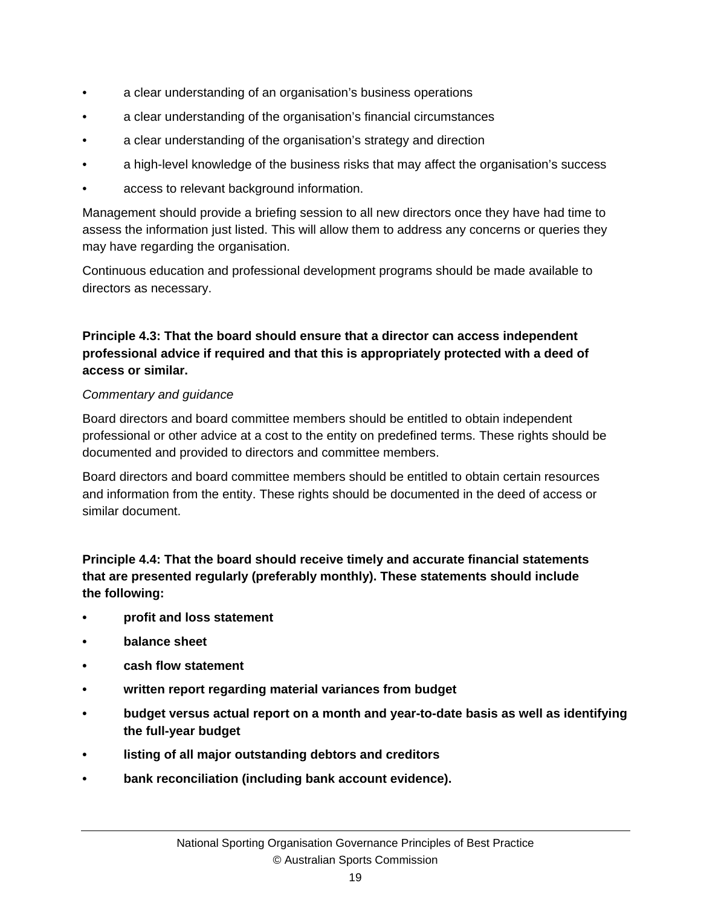- a clear understanding of an organisation's business operations
- a clear understanding of the organisation's financial circumstances
- a clear understanding of the organisation's strategy and direction
- a high-level knowledge of the business risks that may affect the organisation's success
- access to relevant background information.

Management should provide a briefing session to all new directors once they have had time to assess the information just listed. This will allow them to address any concerns or queries they may have regarding the organisation.

Continuous education and professional development programs should be made available to directors as necessary.

**Principle 4.3: That the board should ensure that a director can access independent professional advice if required and that this is appropriately protected with a deed of access or similar.**

*Commentary and guidance*

Board directors and board committee members should be entitled to obtain independent professional or other advice at a cost to the entity on predefined terms. These rights should be documented and provided to directors and committee members.

Board directors and board committee members should be entitled to obtain certain resources and information from the entity. These rights should be documented in the deed of access or similar document.

**Principle 4.4: That the board should receive timely and accurate financial statements that are presented regularly (preferably monthly). These statements should include the following:**

- **profit and loss statement**
- **balance sheet**
- **cash flow statement**
- **written report regarding material variances from budget**
- **budget versus actual report on a month and year-to-date basis as well as identifying the full-year budget**
- **listing of all major outstanding debtors and creditors**
- **bank reconciliation (including bank account evidence).**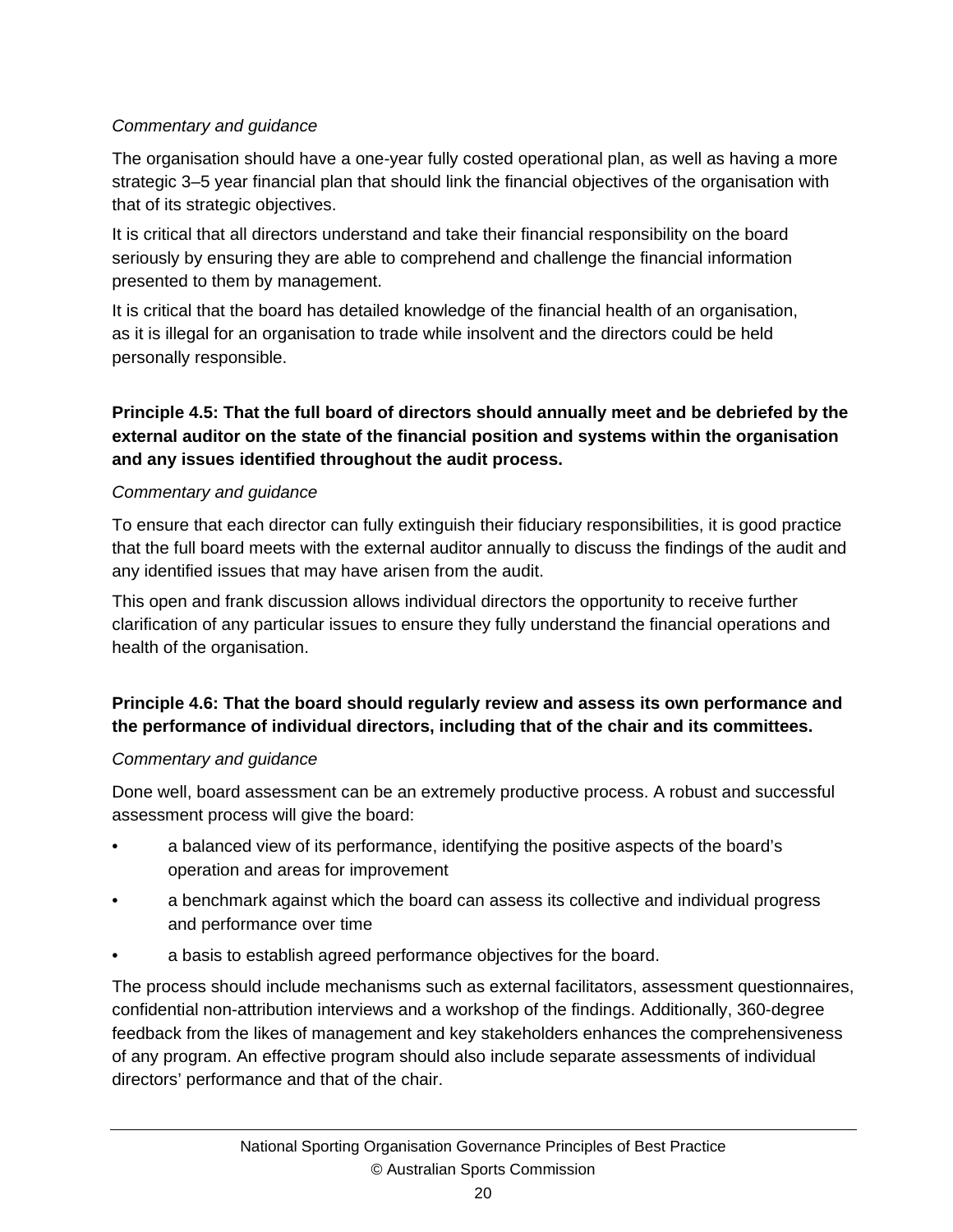*Commentary and guidance*

The organisation should have a one-year fully costed operational plan, as well as having a more strategic 3–5 year financial plan that should link the financial objectives of the organisation with that of its strategic objectives.

It is critical that all directors understand and take their financial responsibility on the board seriously by ensuring they are able to comprehend and challenge the financial information presented to them by management.

It is critical that the board has detailed knowledge of the financial health of an organisation, as it is illegal for an organisation to trade while insolvent and the directors could be held personally responsible.

**Principle 4.5: That the full board of directors should annually meet and be debriefed by the external auditor on the state of the financial position and systems within the organisation and any issues identified throughout the audit process.**

*Commentary and guidance*

To ensure that each director can fully extinguish their fiduciary responsibilities, it is good practice that the full board meets with the external auditor annually to discuss the findings of the audit and any identified issues that may have arisen from the audit.

This open and frank discussion allows individual directors the opportunity to receive further clarification of any particular issues to ensure they fully understand the financial operations and health of the organisation.

**Principle 4.6: That the board should regularly review and assess its own performance and the performance of individual directors, including that of the chair and its committees.**

*Commentary and guidance*

Done well, board assessment can be an extremely productive process. A robust and successful assessment process will give the board:

- a balanced view of its performance, identifying the positive aspects of the board's operation and areas for improvement
- a benchmark against which the board can assess its collective and individual progress and performance over time
- a basis to establish agreed performance objectives for the board.

The process should include mechanisms such as external facilitators, assessment questionnaires, confidential non-attribution interviews and a workshop of the findings. Additionally, 360-degree feedback from the likes of management and key stakeholders enhances the comprehensiveness of any program. An effective program should also include separate assessments of individual directors' performance and that of the chair.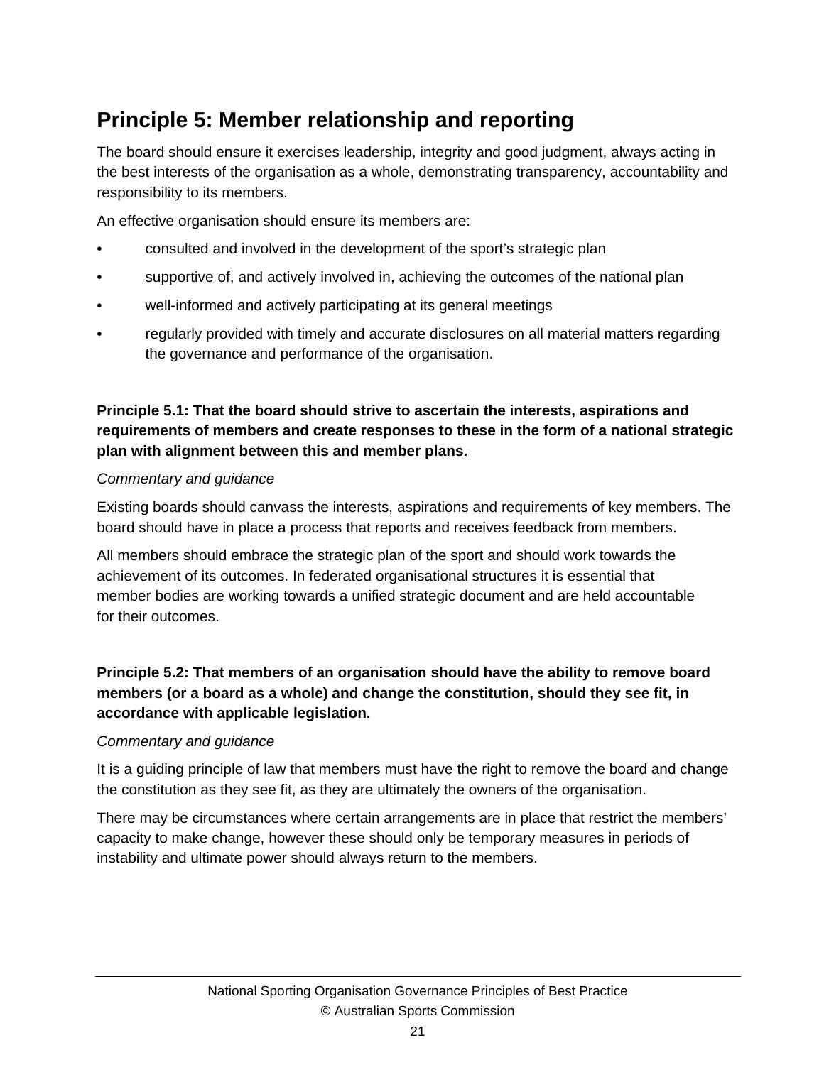## Principle 5: Member relationship and reporting

The board should ensure it exercises leadership, integrity and good judgment, always acting in the best interests of the organisation as a whole, demonstrating transparency, accountability and responsibility to its members.

An effective organisation should ensure its members are:

- consulted and involved in the development of the sport's strategic plan
- supportive of, and actively involved in, achieving the outcomes of the national plan
- well-informed and actively participating at its general meetings
- regularly provided with timely and accurate disclosures on all material matters regarding the governance and performance of the organisation.

**Principle 5.1: That the board should strive to ascertain the interests, aspirations and requirements of members and create responses to these in the form of a national strategic plan with alignment between this and member plans.**

*Commentary and guidance*

Existing boards should canvass the interests, aspirations and requirements of key members. The board should have in place a process that reports and receives feedback from members.

All members should embrace the strategic plan of the sport and should work towards the achievement of its outcomes. In federated organisational structures it is essential that member bodies are working towards a unified strategic document and are held accountable for their outcomes.

**Principle 5.2: That members of an organisation should have the ability to remove board members (or a board as a whole) and change the constitution, should they see fit, in accordance with applicable legislation.**

*Commentary and guidance*

It is a guiding principle of law that members must have the right to remove the board and change the constitution as they see fit, as they are ultimately the owners of the organisation.

There may be circumstances where certain arrangements are in place that restrict the members' capacity to make change, however these should only be temporary measures in periods of instability and ultimate power should always return to the members.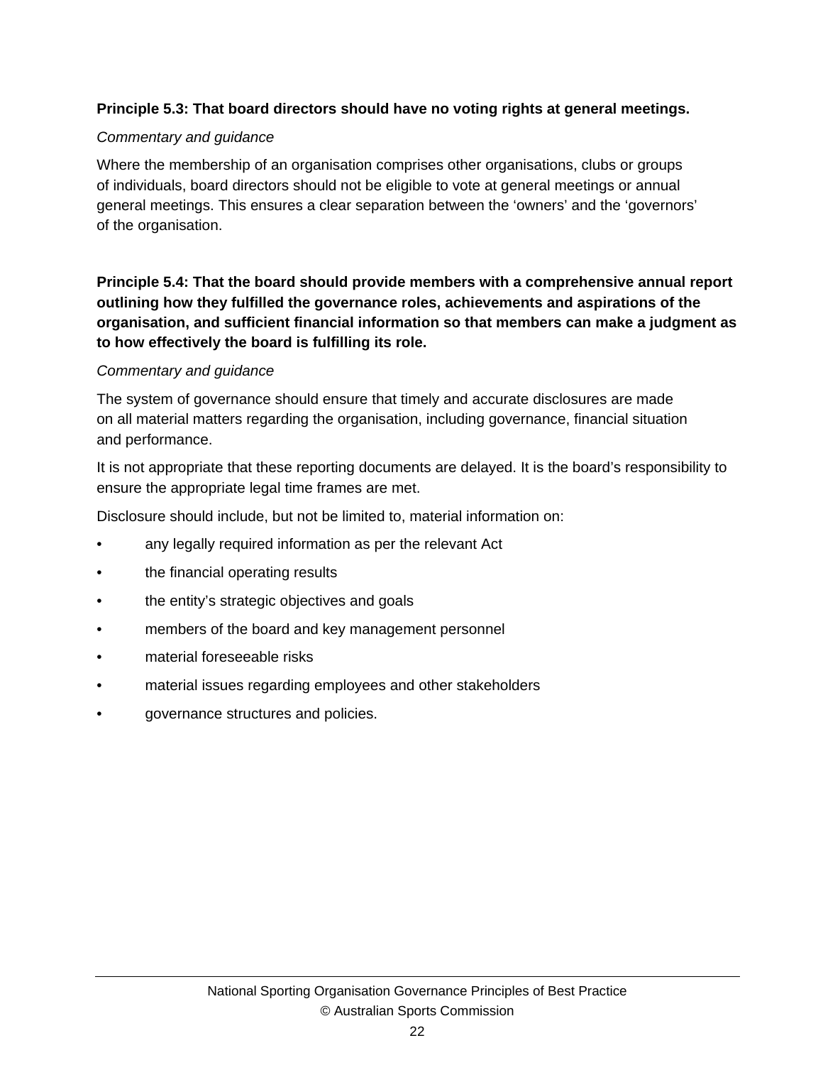**Principle 5.3: That board directors should have no voting rights at general meetings.**

*Commentary and guidance*

Where the membership of an organisation comprises other organisations, clubs or groups of individuals, board directors should not be eligible to vote at general meetings or annual general meetings. This ensures a clear separation between the ‘owners’ and the ‘governors’ of the organisation.

**Principle 5.4: That the board should provide members with a comprehensive annual report outlining how they fulfilled the governance roles, achievements and aspirations of the organisation, and sufficient financial information so that members can make a judgment as to how effectively the board is fulfilling its role.**

*Commentary and guidance*

The system of governance should ensure that timely and accurate disclosures are made on all material matters regarding the organisation, including governance, financial situation and performance.

It is not appropriate that these reporting documents are delayed. It is the board’s responsibility to ensure the appropriate legal time frames are met.

Disclosure should include, but not be limited to, material information on:

- any legally required information as per the relevant Act
- the financial operating results
- the entity’s strategic objectives and goals
- members of the board and key management personnel
- material foreseeable risks
- material issues regarding employees and other stakeholders
- governance structures and policies.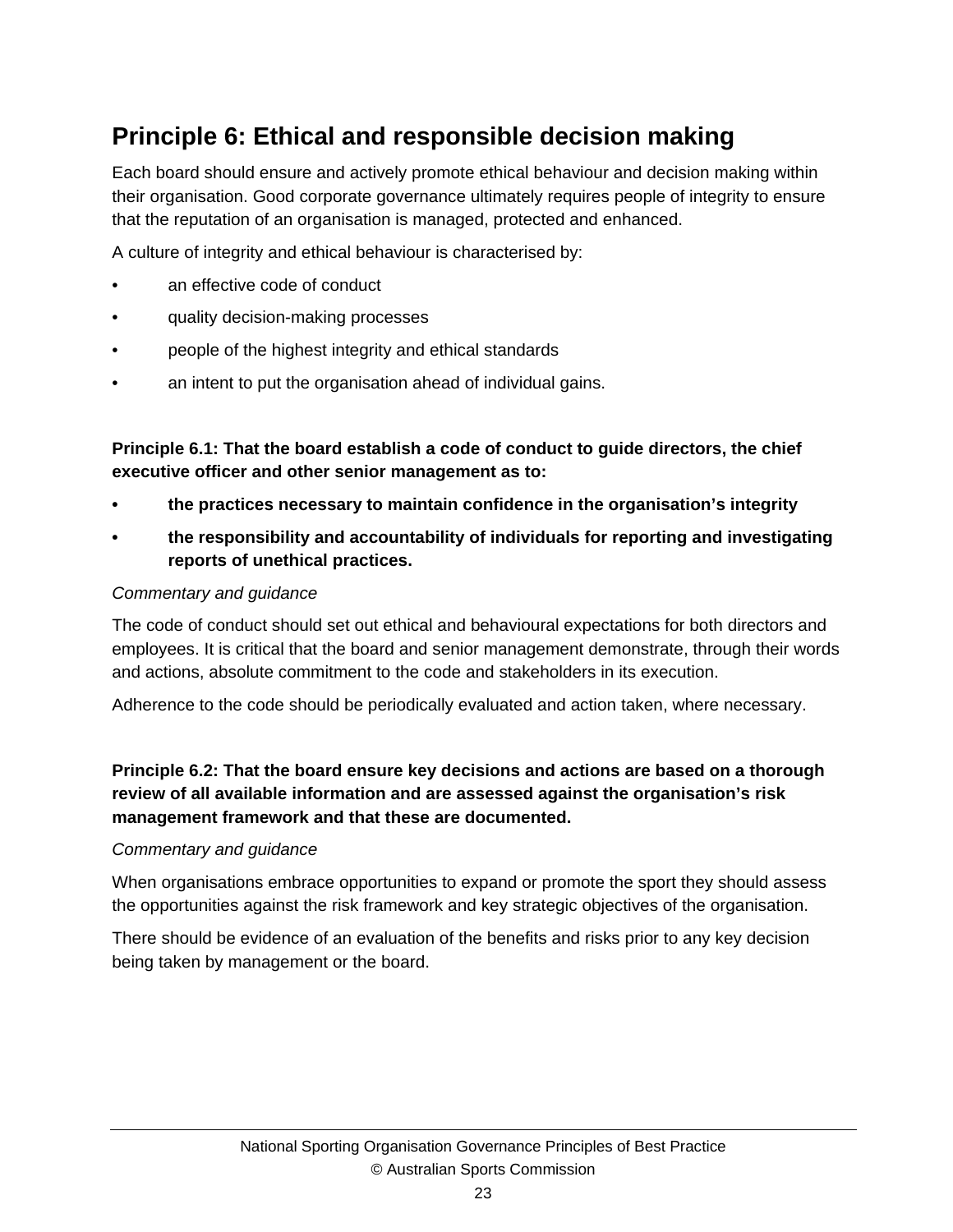## Principle 6: Ethical and responsible decision making

Each board should ensure and actively promote ethical behaviour and decision making within their organisation. Good corporate governance ultimately requires people of integrity to ensure that the reputation of an organisation is managed, protected and enhanced.

A culture of integrity and ethical behaviour is characterised by:

- an effective code of conduct
- quality decision-making processes
- people of the highest integrity and ethical standards
- an intent to put the organisation ahead of individual gains.

**Principle 6.1: That the board establish a code of conduct to guide directors, the chief executive officer and other senior management as to:**

- **the practices necessary to maintain confidence in the organisation's integrity**
- **the responsibility and accountability of individuals for reporting and investigating reports of unethical practices.**

*Commentary and guidance*

The code of conduct should set out ethical and behavioural expectations for both directors and employees. It is critical that the board and senior management demonstrate, through their words and actions, absolute commitment to the code and stakeholders in its execution.

Adherence to the code should be periodically evaluated and action taken, where necessary.

**Principle 6.2: That the board ensure key decisions and actions are based on a thorough review of all available information and are assessed against the organisation's risk management framework and that these are documented.**

*Commentary and guidance*

When organisations embrace opportunities to expand or promote the sport they should assess the opportunities against the risk framework and key strategic objectives of the organisation.

There should be evidence of an evaluation of the benefits and risks prior to any key decision being taken by management or the board.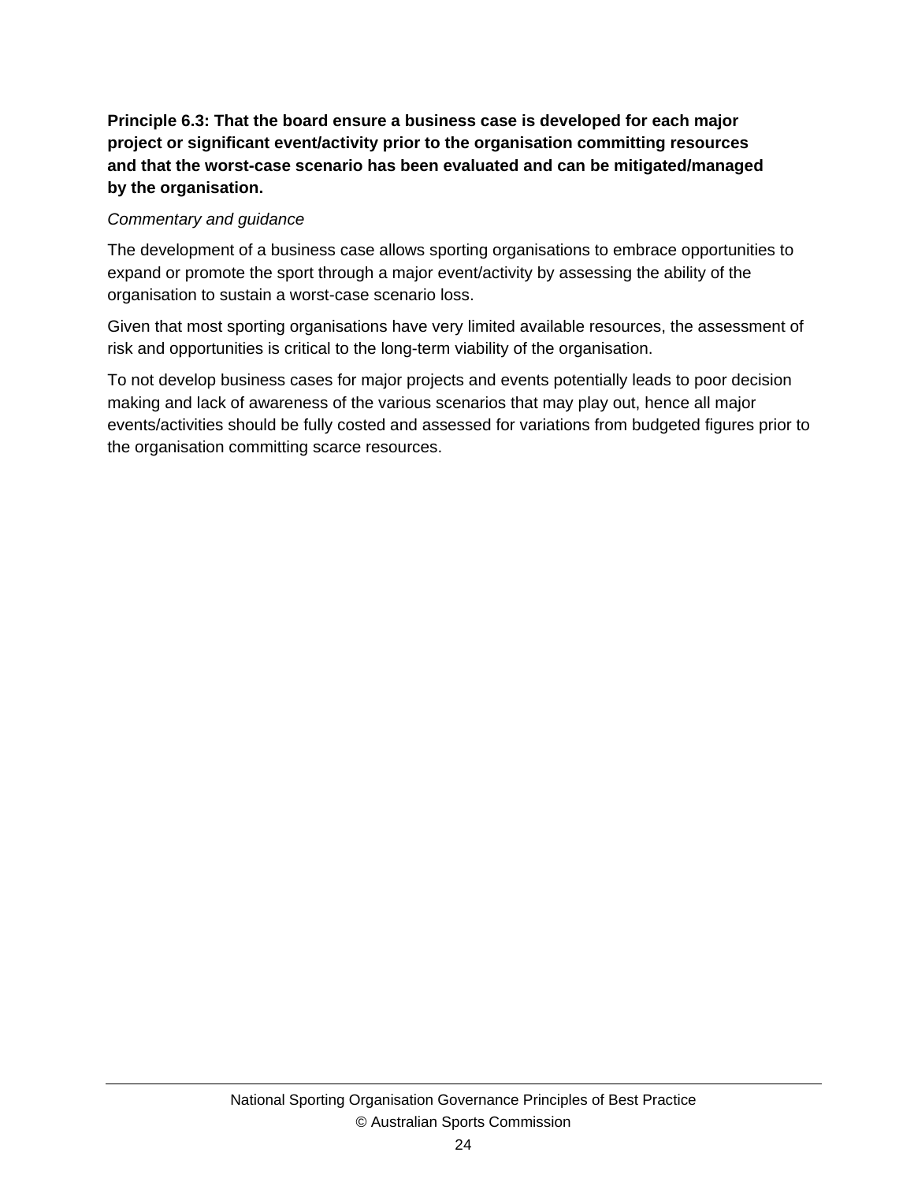**Principle 6.3: That the board ensure a business case is developed for each major project or significant event/activity prior to the organisation committing resources and that the worst-case scenario has been evaluated and can be mitigated/managed by the organisation.**

*Commentary and guidance*

The development of a business case allows sporting organisations to embrace opportunities to expand or promote the sport through a major event/activity by assessing the ability of the organisation to sustain a worst-case scenario loss.

Given that most sporting organisations have very limited available resources, the assessment of risk and opportunities is critical to the long-term viability of the organisation.

To not develop business cases for major projects and events potentially leads to poor decision making and lack of awareness of the various scenarios that may play out, hence all major events/activities should be fully costed and assessed for variations from budgeted figures prior to the organisation committing scarce resources.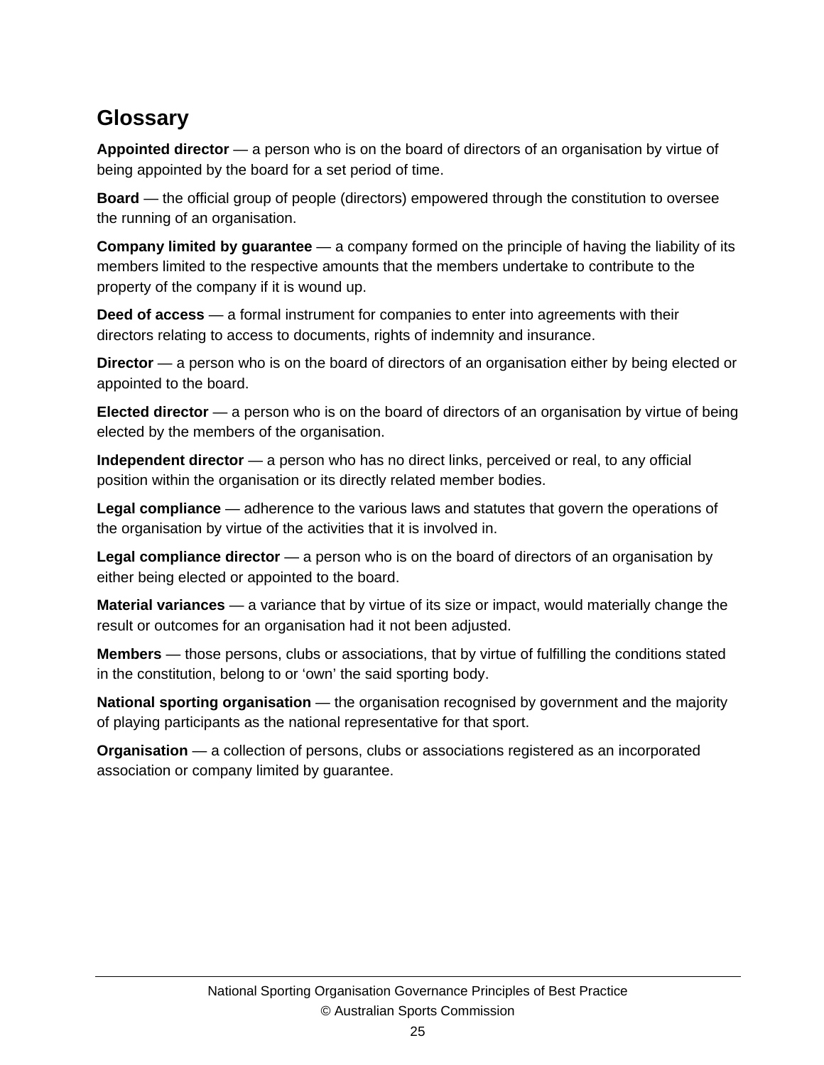## Glossary

**Appointed director** — a person who is on the board of directors of an organisation by virtue of being appointed by the board for a set period of time.

**Board** — the official group of people (directors) empowered through the constitution to oversee the running of an organisation.

**Company limited by guarantee** — a company formed on the principle of having the liability of its members limited to the respective amounts that the members undertake to contribute to the property of the company if it is wound up.

**Deed of access** — a formal instrument for companies to enter into agreements with their directors relating to access to documents, rights of indemnity and insurance.

**Director** — a person who is on the board of directors of an organisation either by being elected or appointed to the board.

**Elected director** — a person who is on the board of directors of an organisation by virtue of being elected by the members of the organisation.

**Independent director** — a person who has no direct links, perceived or real, to any official position within the organisation or its directly related member bodies.

**Legal compliance** — adherence to the various laws and statutes that govern the operations of the organisation by virtue of the activities that it is involved in.

**Legal compliance director** — a person who is on the board of directors of an organisation by either being elected or appointed to the board.

**Material variances** — a variance that by virtue of its size or impact, would materially change the result or outcomes for an organisation had it not been adjusted.

**Members** — those persons, clubs or associations, that by virtue of fulfilling the conditions stated in the constitution, belong to or 'own' the said sporting body.

**National sporting organisation** — the organisation recognised by government and the majority of playing participants as the national representative for that sport.

**Organisation** — a collection of persons, clubs or associations registered as an incorporated association or company limited by guarantee.